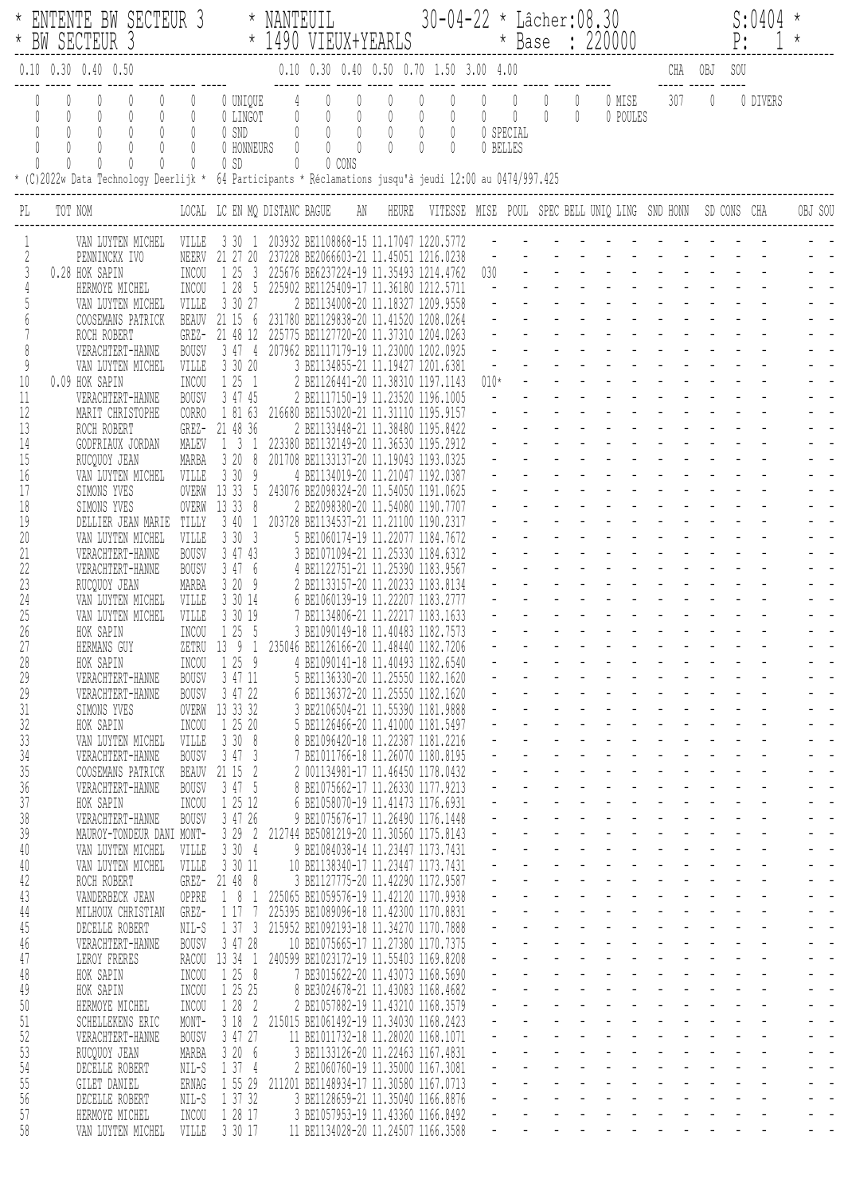\* ENTENTE BW SECTEUR 3 \* NANTEUIL 30-04-22 \* Lâcher:08.30 S:0404 \*
\* BW SECTEUR 3 \* 1490 VIEUX+YEARLS \* Base : 220000 P: 1 \*

| 0.10 | 0.30 | 0.40 | 0.50 | | | | | 0.10 | 0.30 | 0.40 | 0.50 | 0.70 | 1.50 | 3.00 | 4.00 | | | | CHA | OBJ | SOU | |
|---|---|---|---|---|---|---|---|---|---|---|---|---|---|---|---|---|---|---|---|---|---|---|
| 0 | 0 | 0 | 0 | 0 | 0 | 0 UNIQUE | | 4 | 0 | 0 | 0 | 0 | 0 | 0 | 0 | 0 | 0 | 0 MISE | 307 | 0 | 0 DIVERS | |
| 0 | 0 | 0 | 0 | 0 | 0 | 0 LINGOT | | 0 | 0 | 0 | 0 | 0 | 0 | 0 | 0 | 0 | 0 | 0 POULES | | | | |
| 0 | 0 | 0 | 0 | 0 | 0 | 0 SND | | 0 | 0 | 0 | 0 | 0 | 0 | 0 SPECIAL | | | | | | | | |
| 0 | 0 | 0 | 0 | 0 | 0 | 0 HONNEURS | | 0 | 0 | 0 | 0 | 0 | 0 | 0 BELLES | | | | | | | | |
| 0 | 0 | 0 | 0 | 0 | 0 | 0 SD | | 0 | 0 CONS | | | | | | | | | | | | | |

\* (C)2022w Data Technology Deerlijk \* 64 Participants \* Réclamations jusqu'à jeudi 12:00 au 0474/997.425

| PL | TOT | NOM | LOCAL | LC | EN | MQ | DISTANC | BAGUE | AN | HEURE | VITESSE | MISE | POUL | SPEC | BELL | UNIQ | LING | SND | HONN | SD | CONS | CHA | OBJ | SOU |
|---|---|---|---|---|---|---|---|---|---|---|---|---|---|---|---|---|---|---|---|---|---|---|---|---|
| 1 | | VAN LUYTEN MICHEL | VILLE | 3 | 30 | 1 | 203932 | BE1108868-15 | | 11.17047 | 1220.5772 | - | - | - | - | - | - | - | - | - | - | - | - | - |
| 2 | | PENNINCKX IVO | NEERV | 21 | 27 | 20 | 237228 | BE2066603-21 | | 11.45051 | 1216.0238 | - | - | - | - | - | - | - | - | - | - | - | - | - |
| 3 | 0.28 | HOK SAPIN | INCOU | 1 | 25 | 3 | 225676 | BE6237224-19 | | 11.35493 | 1214.4762 | 030 | - | - | - | - | - | - | - | - | - | - | - | - |
| 4 | | HERMOYE MICHEL | INCOU | 1 | 28 | 5 | 225902 | BE1125409-17 | | 11.36180 | 1212.5711 | - | - | - | - | - | - | - | - | - | - | - | - | - |
| 5 | | VAN LUYTEN MICHEL | VILLE | 3 | 30 | 27 | 2 | BE1134008-20 | | 11.18327 | 1209.9558 | - | - | - | - | - | - | - | - | - | - | - | - | - |
| 6 | | COOSEMANS PATRICK | BEAUV | 21 | 15 | 6 | 231780 | BE1129838-20 | | 11.41520 | 1208.0264 | - | - | - | - | - | - | - | - | - | - | - | - | - |
| 7 | | ROCH ROBERT | GREZ- | 21 | 48 | 12 | 225775 | BE1127720-20 | | 11.37310 | 1204.0263 | - | - | - | - | - | - | - | - | - | - | - | - | - |
| 8 | | VERACHTERT-HANNE | BOUSV | 3 | 47 | 4 | 207962 | BE1117179-19 | | 11.23000 | 1202.0925 | - | - | - | - | - | - | - | - | - | - | - | - | - |
| 9 | | VAN LUYTEN MICHEL | VILLE | 3 | 30 | 20 | 3 | BE1134855-21 | | 11.19427 | 1201.6381 | - | - | - | - | - | - | - | - | - | - | - | - | - |
| 10 | 0.09 | HOK SAPIN | INCOU | 1 | 25 | 1 | 2 | BE1126441-20 | | 11.38310 | 1197.1143 | 010* | - | - | - | - | - | - | - | - | - | - | - | - |
| 11 | | VERACHTERT-HANNE | BOUSV | 3 | 47 | 45 | 2 | BE1117150-19 | | 11.23520 | 1196.1005 | - | - | - | - | - | - | - | - | - | - | - | - | - |
| 12 | | MARIT CHRISTOPHE | CORRO | 1 | 81 | 63 | 216680 | BE1153020-21 | | 11.31110 | 1195.9157 | - | - | - | - | - | - | - | - | - | - | - | - | - |
| 13 | | ROCH ROBERT | GREZ- | 21 | 48 | 36 | 2 | BE1133448-21 | | 11.38480 | 1195.8422 | - | - | - | - | - | - | - | - | - | - | - | - | - |
| 14 | | GODFRIAUX JORDAN | MALEV | 1 | 3 | 1 | 223380 | BE1132149-20 | | 11.36530 | 1195.2912 | - | - | - | - | - | - | - | - | - | - | - | - | - |
| 15 | | RUCQUOY JEAN | MARBA | 3 | 20 | 8 | 201708 | BE1133137-20 | | 11.19043 | 1193.0325 | - | - | - | - | - | - | - | - | - | - | - | - | - |
| 16 | | VAN LUYTEN MICHEL | VILLE | 3 | 30 | 9 | 4 | BE1134019-20 | | 11.21047 | 1192.0387 | - | - | - | - | - | - | - | - | - | - | - | - | - |
| 17 | | SIMONS YVES | OVERW | 13 | 33 | 5 | 243076 | BE2098324-20 | | 11.54050 | 1191.0625 | - | - | - | - | - | - | - | - | - | - | - | - | - |
| 18 | | SIMONS YVES | OVERW | 13 | 33 | 8 | 2 | BE2098380-20 | | 11.54080 | 1190.7707 | - | - | - | - | - | - | - | - | - | - | - | - | - |
| 19 | | DELLIER JEAN MARIE | TILLY | 3 | 40 | 1 | 203728 | BE1134537-21 | | 11.21100 | 1190.2317 | - | - | - | - | - | - | - | - | - | - | - | - | - |
| 20 | | VAN LUYTEN MICHEL | VILLE | 3 | 30 | 3 | 5 | BE1060174-19 | | 11.22077 | 1184.7672 | - | - | - | - | - | - | - | - | - | - | - | - | - |
| 21 | | VERACHTERT-HANNE | BOUSV | 3 | 47 | 43 | 3 | BE1071094-21 | | 11.25330 | 1184.6312 | - | - | - | - | - | - | - | - | - | - | - | - | - |
| 22 | | VERACHTERT-HANNE | BOUSV | 3 | 47 | 6 | 4 | BE1122751-21 | | 11.25390 | 1183.9567 | - | - | - | - | - | - | - | - | - | - | - | - | - |
| 23 | | RUCQUOY JEAN | MARBA | 3 | 20 | 9 | 2 | BE1133157-20 | | 11.20233 | 1183.8134 | - | - | - | - | - | - | - | - | - | - | - | - | - |
| 24 | | VAN LUYTEN MICHEL | VILLE | 3 | 30 | 14 | 6 | BE1060139-19 | | 11.22207 | 1183.2777 | - | - | - | - | - | - | - | - | - | - | - | - | - |
| 25 | | VAN LUYTEN MICHEL | VILLE | 3 | 30 | 19 | 7 | BE1134806-21 | | 11.22217 | 1183.1633 | - | - | - | - | - | - | - | - | - | - | - | - | - |
| 26 | | HOK SAPIN | INCOU | 1 | 25 | 5 | 3 | BE1090149-18 | | 11.40483 | 1182.7573 | - | - | - | - | - | - | - | - | - | - | - | - | - |
| 27 | | HERMANS GUY | ZETRU | 13 | 9 | 1 | 235046 | BE1126166-20 | | 11.48440 | 1182.7206 | - | - | - | - | - | - | - | - | - | - | - | - | - |
| 28 | | HOK SAPIN | INCOU | 1 | 25 | 9 | 4 | BE1090141-18 | | 11.40493 | 1182.6540 | - | - | - | - | - | - | - | - | - | - | - | - | - |
| 29 | | VERACHTERT-HANNE | BOUSV | 3 | 47 | 11 | 5 | BE1136330-20 | | 11.25550 | 1182.1620 | - | - | - | - | - | - | - | - | - | - | - | - | - |
| 29 | | VERACHTERT-HANNE | BOUSV | 3 | 47 | 22 | 6 | BE1136372-20 | | 11.25550 | 1182.1620 | - | - | - | - | - | - | - | - | - | - | - | - | - |
| 31 | | SIMONS YVES | OVERW | 13 | 33 | 32 | 3 | BE2106504-21 | | 11.55390 | 1181.9888 | - | - | - | - | - | - | - | - | - | - | - | - | - |
| 32 | | HOK SAPIN | INCOU | 1 | 25 | 20 | 5 | BE1126466-20 | | 11.41000 | 1181.5497 | - | - | - | - | - | - | - | - | - | - | - | - | - |
| 33 | | VAN LUYTEN MICHEL | VILLE | 3 | 30 | 8 | 8 | BE1096420-18 | | 11.22387 | 1181.2216 | - | - | - | - | - | - | - | - | - | - | - | - | - |
| 34 | | VERACHTERT-HANNE | BOUSV | 3 | 47 | 3 | 7 | BE1011766-18 | | 11.26070 | 1180.8195 | - | - | - | - | - | - | - | - | - | - | - | - | - |
| 35 | | COOSEMANS PATRICK | BEAUV | 21 | 15 | 2 | 2 | 001134981-17 | | 11.46450 | 1178.0432 | - | - | - | - | - | - | - | - | - | - | - | - | - |
| 36 | | VERACHTERT-HANNE | BOUSV | 3 | 47 | 5 | 8 | BE1075662-17 | | 11.26330 | 1177.9213 | - | - | - | - | - | - | - | - | - | - | - | - | - |
| 37 | | HOK SAPIN | INCOU | 1 | 25 | 12 | 6 | BE1058070-19 | | 11.41473 | 1176.6931 | - | - | - | - | - | - | - | - | - | - | - | - | - |
| 38 | | VERACHTERT-HANNE | BOUSV | 3 | 47 | 26 | 9 | BE1075676-17 | | 11.26490 | 1176.1448 | - | - | - | - | - | - | - | - | - | - | - | - | - |
| 39 | | MAUROY-TONDEUR DANI | MONT- | 3 | 29 | 2 | 212744 | BE5081219-20 | | 11.30560 | 1175.8143 | - | - | - | - | - | - | - | - | - | - | - | - | - |
| 40 | | VAN LUYTEN MICHEL | VILLE | 3 | 30 | 4 | 9 | BE1084038-14 | | 11.23447 | 1173.7431 | - | - | - | - | - | - | - | - | - | - | - | - | - |
| 40 | | VAN LUYTEN MICHEL | VILLE | 3 | 30 | 11 | 10 | BE1138340-17 | | 11.23447 | 1173.7431 | - | - | - | - | - | - | - | - | - | - | - | - | - |
| 42 | | ROCH ROBERT | GREZ- | 21 | 48 | 8 | 3 | BE1127775-20 | | 11.42290 | 1172.9587 | - | - | - | - | - | - | - | - | - | - | - | - | - |
| 43 | | VANDERBECK JEAN | OPPRE | 1 | 8 | 1 | 225065 | BE1059576-19 | | 11.42120 | 1170.9938 | - | - | - | - | - | - | - | - | - | - | - | - | - |
| 44 | | MILHOUX CHRISTIAN | GREZ- | 1 | 17 | 7 | 225395 | BE1089096-18 | | 11.42300 | 1170.8831 | - | - | - | - | - | - | - | - | - | - | - | - | - |
| 45 | | DECELLE ROBERT | NIL-S | 1 | 37 | 3 | 215952 | BE1092193-18 | | 11.34270 | 1170.7888 | - | - | - | - | - | - | - | - | - | - | - | - | - |
| 46 | | VERACHTERT-HANNE | BOUSV | 3 | 47 | 28 | 10 | BE1075665-17 | | 11.27380 | 1170.7375 | - | - | - | - | - | - | - | - | - | - | - | - | - |
| 47 | | LEROY FRERES | RACOU | 13 | 34 | 1 | 240599 | BE1023172-19 | | 11.55403 | 1169.8208 | - | - | - | - | - | - | - | - | - | - | - | - | - |
| 48 | | HOK SAPIN | INCOU | 1 | 25 | 8 | 7 | BE3015622-20 | | 11.43073 | 1168.5690 | - | - | - | - | - | - | - | - | - | - | - | - | - |
| 49 | | HOK SAPIN | INCOU | 1 | 25 | 25 | 8 | BE3024678-21 | | 11.43083 | 1168.4682 | - | - | - | - | - | - | - | - | - | - | - | - | - |
| 50 | | HERMOYE MICHEL | INCOU | 1 | 28 | 2 | 2 | BE1057882-19 | | 11.43210 | 1168.3579 | - | - | - | - | - | - | - | - | - | - | - | - | - |
| 51 | | SCHELLEKENS ERIC | MONT- | 3 | 18 | 2 | 215015 | BE1061492-19 | | 11.34030 | 1168.2423 | - | - | - | - | - | - | - | - | - | - | - | - | - |
| 52 | | VERACHTERT-HANNE | BOUSV | 3 | 47 | 27 | 11 | BE1011732-18 | | 11.28020 | 1168.1071 | - | - | - | - | - | - | - | - | - | - | - | - | - |
| 53 | | RUCQUOY JEAN | MARBA | 3 | 20 | 6 | 3 | BE1133126-20 | | 11.22463 | 1167.4831 | - | - | - | - | - | - | - | - | - | - | - | - | - |
| 54 | | DECELLE ROBERT | NIL-S | 1 | 37 | 4 | 2 | BE1060760-19 | | 11.35000 | 1167.3081 | - | - | - | - | - | - | - | - | - | - | - | - | - |
| 55 | | GILET DANIEL | ERNAG | 1 | 55 | 29 | 211201 | BE1148934-17 | | 11.30580 | 1167.0713 | - | - | - | - | - | - | - | - | - | - | - | - | - |
| 56 | | DECELLE ROBERT | NIL-S | 1 | 37 | 32 | 3 | BE1128659-21 | | 11.35040 | 1166.8876 | - | - | - | - | - | - | - | - | - | - | - | - | - |
| 57 | | HERMOYE MICHEL | INCOU | 1 | 28 | 17 | 3 | BE1057953-19 | | 11.43360 | 1166.8492 | - | - | - | - | - | - | - | - | - | - | - | - | - |
| 58 | | VAN LUYTEN MICHEL | VILLE | 3 | 30 | 17 | 11 | BE1134028-20 | | 11.24507 | 1166.3588 | - | - | - | - | - | - | - | - | - | - | - | - | - |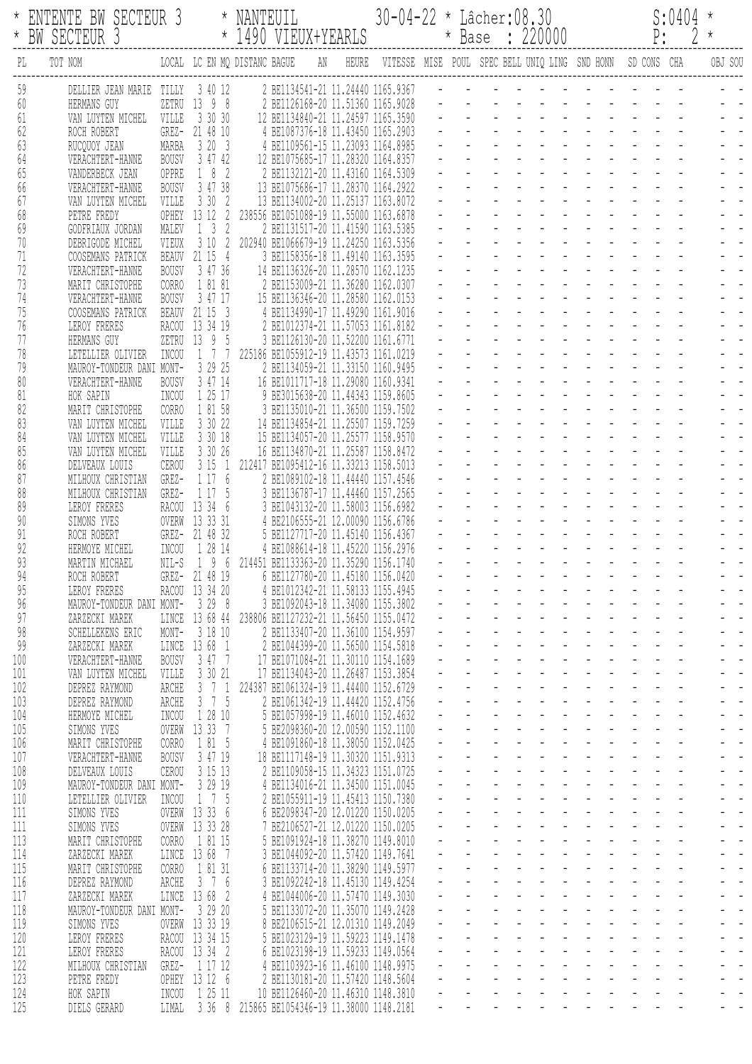\* ENTENTE BW SECTEUR 3 \* NANTEUIL 30-04-22 \* Lâcher:08.30 S:0404 \*
\* BW SECTEUR 3 \* 1490 VIEUX+YEARLS \* Base : 220000 P: 2 \*

| PL | TOT | NOM | LOCAL | LC | EN | MQ | DISTANC | BAGUE | AN | HEURE | VITESSE | MISE | POUL | SPEC | BELL | UNIQ | LING | SND | HONN | SD | CONS | CHA | OBJ | SOU |
|---|---|---|---|---|---|---|---|---|---|---|---|---|---|---|---|---|---|---|---|---|---|---|---|---|
| 59 | | DELLIER JEAN MARIE | TILLY | 3 | 40 | 12 | 2 | BE1134541-21 | | 11.24440 | 1165.9367 | - | - | - | - | - | - | - | - | - | - | - | - | - |
| 60 | | HERMANS GUY | ZETRU | 13 | 9 | 8 | 2 | BE1126168-20 | | 11.51360 | 1165.9028 | - | - | - | - | - | - | - | - | - | - | - | - | - |
| 61 | | VAN LUYTEN MICHEL | VILLE | 3 | 30 | 30 | 12 | BE1134840-21 | | 11.24597 | 1165.3590 | - | - | - | - | - | - | - | - | - | - | - | - | - |
| 62 | | ROCH ROBERT | GREZ- | 21 | 48 | 10 | 4 | BE1087376-18 | | 11.43450 | 1165.2903 | - | - | - | - | - | - | - | - | - | - | - | - | - |
| 63 | | RUCQUOY JEAN | MARBA | 3 | 20 | 3 | 4 | BE1109561-15 | | 11.23093 | 1164.8985 | - | - | - | - | - | - | - | - | - | - | - | - | - |
| 64 | | VERACHTERT-HANNE | BOUSV | 3 | 47 | 42 | 12 | BE1075685-17 | | 11.28320 | 1164.8357 | - | - | - | - | - | - | - | - | - | - | - | - | - |
| 65 | | VANDERBECK JEAN | OPPRE | 1 | 8 | 2 | 2 | BE1132121-20 | | 11.43160 | 1164.5309 | - | - | - | - | - | - | - | - | - | - | - | - | - |
| 66 | | VERACHTERT-HANNE | BOUSV | 3 | 47 | 38 | 13 | BE1075686-17 | | 11.28370 | 1164.2922 | - | - | - | - | - | - | - | - | - | - | - | - | - |
| 67 | | VAN LUYTEN MICHEL | VILLE | 3 | 30 | 2 | 13 | BE1134002-20 | | 11.25137 | 1163.8072 | - | - | - | - | - | - | - | - | - | - | - | - | - |
| 68 | | PETRE FREDY | OPHEY | 13 | 12 | 2 | 238556 | BE1051088-19 | | 11.55000 | 1163.6878 | - | - | - | - | - | - | - | - | - | - | - | - | - |
| 69 | | GODFRIAUX JORDAN | MALEV | 1 | 3 | 2 | 2 | BE1131517-20 | | 11.41590 | 1163.5385 | - | - | - | - | - | - | - | - | - | - | - | - | - |
| 70 | | DEBRIGODE MICHEL | VIEUX | 3 | 10 | 2 | 202940 | BE1066679-19 | | 11.24250 | 1163.5356 | - | - | - | - | - | - | - | - | - | - | - | - | - |
| 71 | | COOSEMANS PATRICK | BEAUV | 21 | 15 | 4 | 3 | BE1158356-18 | | 11.49140 | 1163.3595 | - | - | - | - | - | - | - | - | - | - | - | - | - |
| 72 | | VERACHTERT-HANNE | BOUSV | 3 | 47 | 36 | 14 | BE1136326-20 | | 11.28570 | 1162.1235 | - | - | - | - | - | - | - | - | - | - | - | - | - |
| 73 | | MARIT CHRISTOPHE | CORRO | 1 | 81 | 81 | 2 | BE1153009-21 | | 11.36280 | 1162.0307 | - | - | - | - | - | - | - | - | - | - | - | - | - |
| 74 | | VERACHTERT-HANNE | BOUSV | 3 | 47 | 17 | 15 | BE1136346-20 | | 11.28580 | 1162.0153 | - | - | - | - | - | - | - | - | - | - | - | - | - |
| 75 | | COOSEMANS PATRICK | BEAUV | 21 | 15 | 3 | 4 | BE1134990-17 | | 11.49290 | 1161.9016 | - | - | - | - | - | - | - | - | - | - | - | - | - |
| 76 | | LEROY FRERES | RACOU | 13 | 34 | 19 | 2 | BE1012374-21 | | 11.57053 | 1161.8182 | - | - | - | - | - | - | - | - | - | - | - | - | - |
| 77 | | HERMANS GUY | ZETRU | 13 | 9 | 5 | 3 | BE1126130-20 | | 11.52200 | 1161.6771 | - | - | - | - | - | - | - | - | - | - | - | - | - |
| 78 | | LETELLIER OLIVIER | INCOU | 1 | 7 | 7 | 225186 | BE1055912-19 | | 11.43573 | 1161.0219 | - | - | - | - | - | - | - | - | - | - | - | - | - |
| 79 | | MAUROY-TONDEUR DANI | MONT- | 3 | 29 | 25 | 2 | BE1134059-21 | | 11.33150 | 1160.9495 | - | - | - | - | - | - | - | - | - | - | - | - | - |
| 80 | | VERACHTERT-HANNE | BOUSV | 3 | 47 | 14 | 16 | BE1011717-18 | | 11.29080 | 1160.9341 | - | - | - | - | - | - | - | - | - | - | - | - | - |
| 81 | | HOK SAPIN | INCOU | 1 | 25 | 17 | 9 | BE3015638-20 | | 11.44343 | 1159.8605 | - | - | - | - | - | - | - | - | - | - | - | - | - |
| 82 | | MARIT CHRISTOPHE | CORRO | 1 | 81 | 58 | 3 | BE1135010-21 | | 11.36500 | 1159.7502 | - | - | - | - | - | - | - | - | - | - | - | - | - |
| 83 | | VAN LUYTEN MICHEL | VILLE | 3 | 30 | 22 | 14 | BE1134854-21 | | 11.25507 | 1159.7259 | - | - | - | - | - | - | - | - | - | - | - | - | - |
| 84 | | VAN LUYTEN MICHEL | VILLE | 3 | 30 | 18 | 15 | BE1134057-20 | | 11.25577 | 1158.9570 | - | - | - | - | - | - | - | - | - | - | - | - | - |
| 85 | | VAN LUYTEN MICHEL | VILLE | 3 | 30 | 26 | 16 | BE1134870-21 | | 11.25587 | 1158.8472 | - | - | - | - | - | - | - | - | - | - | - | - | - |
| 86 | | DELVEAUX LOUIS | CEROU | 3 | 15 | 1 | 212417 | BE1095412-16 | | 11.33213 | 1158.5013 | - | - | - | - | - | - | - | - | - | - | - | - | - |
| 87 | | MILHOUX CHRISTIAN | GREZ- | 1 | 17 | 6 | 2 | BE1089102-18 | | 11.44440 | 1157.4546 | - | - | - | - | - | - | - | - | - | - | - | - | - |
| 88 | | MILHOUX CHRISTIAN | GREZ- | 1 | 17 | 5 | 3 | BE1136787-17 | | 11.44460 | 1157.2565 | - | - | - | - | - | - | - | - | - | - | - | - | - |
| 89 | | LEROY FRERES | RACOU | 13 | 34 | 6 | 3 | BE1043132-20 | | 11.58003 | 1156.6982 | - | - | - | - | - | - | - | - | - | - | - | - | - |
| 90 | | SIMONS YVES | OVERW | 13 | 33 | 31 | 4 | BE2106555-21 | | 12.00090 | 1156.6786 | - | - | - | - | - | - | - | - | - | - | - | - | - |
| 91 | | ROCH ROBERT | GREZ- | 21 | 48 | 32 | 5 | BE1127717-20 | | 11.45140 | 1156.4367 | - | - | - | - | - | - | - | - | - | - | - | - | - |
| 92 | | HERMOYE MICHEL | INCOU | 1 | 28 | 14 | 4 | BE1088614-18 | | 11.45220 | 1156.2976 | - | - | - | - | - | - | - | - | - | - | - | - | - |
| 93 | | MARTIN MICHAEL | NIL-S | 1 | 9 | 6 | 214451 | BE1133363-20 | | 11.35290 | 1156.1740 | - | - | - | - | - | - | - | - | - | - | - | - | - |
| 94 | | ROCH ROBERT | GREZ- | 21 | 48 | 19 | 6 | BE1127780-20 | | 11.45180 | 1156.0420 | - | - | - | - | - | - | - | - | - | - | - | - | - |
| 95 | | LEROY FRERES | RACOU | 13 | 34 | 20 | 4 | BE1012342-21 | | 11.58133 | 1155.4945 | - | - | - | - | - | - | - | - | - | - | - | - | - |
| 96 | | MAUROY-TONDEUR DANI | MONT- | 3 | 29 | 8 | 3 | BE1092043-18 | | 11.34080 | 1155.3802 | - | - | - | - | - | - | - | - | - | - | - | - | - |
| 97 | | ZARZECKI MAREK | LINCE | 13 | 68 | 44 | 238806 | BE1127232-21 | | 11.56450 | 1155.0472 | - | - | - | - | - | - | - | - | - | - | - | - | - |
| 98 | | SCHELLEKENS ERIC | MONT- | 3 | 18 | 10 | 2 | BE1133407-20 | | 11.36100 | 1154.9597 | - | - | - | - | - | - | - | - | - | - | - | - | - |
| 99 | | ZARZECKI MAREK | LINCE | 13 | 68 | 1 | 2 | BE1044399-20 | | 11.56500 | 1154.5818 | - | - | - | - | - | - | - | - | - | - | - | - | - |
| 100 | | VERACHTERT-HANNE | BOUSV | 3 | 47 | 7 | 17 | BE1071084-21 | | 11.30110 | 1154.1689 | - | - | - | - | - | - | - | - | - | - | - | - | - |
| 101 | | VAN LUYTEN MICHEL | VILLE | 3 | 30 | 21 | 17 | BE1134043-20 | | 11.26487 | 1153.3854 | - | - | - | - | - | - | - | - | - | - | - | - | - |
| 102 | | DEPREZ RAYMOND | ARCHE | 3 | 7 | 1 | 224387 | BE1061324-19 | | 11.44400 | 1152.6729 | - | - | - | - | - | - | - | - | - | - | - | - | - |
| 103 | | DEPREZ RAYMOND | ARCHE | 3 | 7 | 5 | 2 | BE1061342-19 | | 11.44420 | 1152.4756 | - | - | - | - | - | - | - | - | - | - | - | - | - |
| 104 | | HERMOYE MICHEL | INCOU | 1 | 28 | 10 | 5 | BE1057998-19 | | 11.46010 | 1152.4632 | - | - | - | - | - | - | - | - | - | - | - | - | - |
| 105 | | SIMONS YVES | OVERW | 13 | 33 | 7 | 5 | BE2098360-20 | | 12.00590 | 1152.1100 | - | - | - | - | - | - | - | - | - | - | - | - | - |
| 106 | | MARIT CHRISTOPHE | CORRO | 1 | 81 | 5 | 4 | BE1091860-18 | | 11.38050 | 1152.0425 | - | - | - | - | - | - | - | - | - | - | - | - | - |
| 107 | | VERACHTERT-HANNE | BOUSV | 3 | 47 | 19 | 18 | BE1117148-19 | | 11.30320 | 1151.9313 | - | - | - | - | - | - | - | - | - | - | - | - | - |
| 108 | | DELVEAUX LOUIS | CEROU | 3 | 15 | 13 | 2 | BE1109058-15 | | 11.34323 | 1151.0725 | - | - | - | - | - | - | - | - | - | - | - | - | - |
| 109 | | MAUROY-TONDEUR DANI | MONT- | 3 | 29 | 19 | 4 | BE1134016-21 | | 11.34500 | 1151.0045 | - | - | - | - | - | - | - | - | - | - | - | - | - |
| 110 | | LETELLIER OLIVIER | INCOU | 1 | 7 | 5 | 2 | BE1055911-19 | | 11.45413 | 1150.7380 | - | - | - | - | - | - | - | - | - | - | - | - | - |
| 111 | | SIMONS YVES | OVERW | 13 | 33 | 6 | 6 | BE2098347-20 | | 12.01220 | 1150.0205 | - | - | - | - | - | - | - | - | - | - | - | - | - |
| 111 | | SIMONS YVES | OVERW | 13 | 33 | 28 | 7 | BE2106527-21 | | 12.01220 | 1150.0205 | - | - | - | - | - | - | - | - | - | - | - | - | - |
| 113 | | MARIT CHRISTOPHE | CORRO | 1 | 81 | 15 | 5 | BE1091924-18 | | 11.38270 | 1149.8010 | - | - | - | - | - | - | - | - | - | - | - | - | - |
| 114 | | ZARZECKI MAREK | LINCE | 13 | 68 | 7 | 3 | BE1044092-20 | | 11.57420 | 1149.7641 | - | - | - | - | - | - | - | - | - | - | - | - | - |
| 115 | | MARIT CHRISTOPHE | CORRO | 1 | 81 | 31 | 6 | BE1133714-20 | | 11.38290 | 1149.5977 | - | - | - | - | - | - | - | - | - | - | - | - | - |
| 116 | | DEPREZ RAYMOND | ARCHE | 3 | 7 | 6 | 3 | BE1092242-18 | | 11.45130 | 1149.4254 | - | - | - | - | - | - | - | - | - | - | - | - | - |
| 117 | | ZARZECKI MAREK | LINCE | 13 | 68 | 2 | 4 | BE1044006-20 | | 11.57470 | 1149.3030 | - | - | - | - | - | - | - | - | - | - | - | - | - |
| 118 | | MAUROY-TONDEUR DANI | MONT- | 3 | 29 | 20 | 5 | BE1133072-20 | | 11.35070 | 1149.2428 | - | - | - | - | - | - | - | - | - | - | - | - | - |
| 119 | | SIMONS YVES | OVERW | 13 | 33 | 19 | 8 | BE2106515-21 | | 12.01310 | 1149.2049 | - | - | - | - | - | - | - | - | - | - | - | - | - |
| 120 | | LEROY FRERES | RACOU | 13 | 34 | 15 | 5 | BE1023129-19 | | 11.59223 | 1149.1478 | - | - | - | - | - | - | - | - | - | - | - | - | - |
| 121 | | LEROY FRERES | RACOU | 13 | 34 | 2 | 6 | BE1023198-19 | | 11.59233 | 1149.0564 | - | - | - | - | - | - | - | - | - | - | - | - | - |
| 122 | | MILHOUX CHRISTIAN | GREZ- | 1 | 17 | 12 | 4 | BE1103923-16 | | 11.46100 | 1148.9975 | - | - | - | - | - | - | - | - | - | - | - | - | - |
| 123 | | PETRE FREDY | OPHEY | 13 | 12 | 6 | 2 | BE1130181-20 | | 11.57420 | 1148.5604 | - | - | - | - | - | - | - | - | - | - | - | - | - |
| 124 | | HOK SAPIN | INCOU | 1 | 25 | 11 | 10 | BE1126460-20 | | 11.46310 | 1148.3810 | - | - | - | - | - | - | - | - | - | - | - | - | - |
| 125 | | DIELS GERARD | LIMAL | 3 | 36 | 8 | 215865 | BE1054346-19 | | 11.38000 | 1148.2181 | - | - | - | - | - | - | - | - | - | - | - | - | - |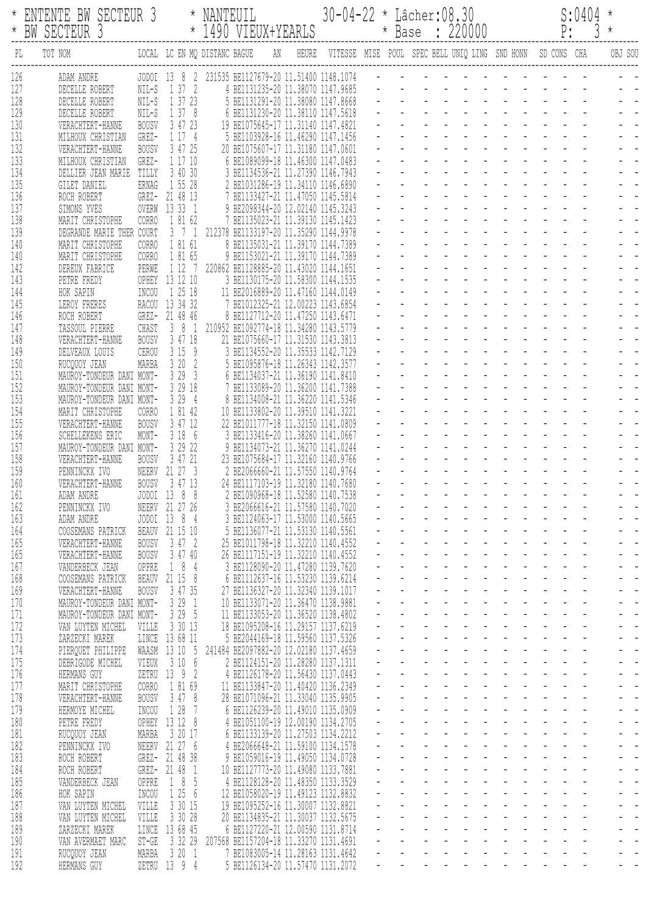| * ENTENTE BW SECTEUR 3 | * NANTEUIL | 30-04-22 * Lâcher:08.30 | S:0404 * |
|---|---|---|---|
| * BW SECTEUR 3 | * 1490 VIEUX+YEARLS | * Base : 220000 | P: 3 * |

| PL | TOT | NOM | LOCAL | LC | EN | MQ | DISTANC | BAGUE | AN | HEURE | VITESSE | MISE | POUL | SPEC | BELL | UNIQ | LING | SND | HONN | SD | CONS | CHA | OBJ | SOU |
|---|---|---|---|---|---|---|---|---|---|---|---|---|---|---|---|---|---|---|---|---|---|---|---|---|
| 126 | | ADAM ANDRE | JODOI | 13 | 8 | 2 | 231535 | BE1127679-20 | | 11.51400 | 1148.1074 | - | - | - | - | - | - | - | - | - | - | - | - | - |
| 127 | | DECELLE ROBERT | NIL-S | 1 | 37 | 2 | 4 | BE1131235-20 | | 11.38070 | 1147.9685 | - | - | - | - | - | - | - | - | - | - | - | - | - |
| 128 | | DECELLE ROBERT | NIL-S | 1 | 37 | 23 | 5 | BE1131291-20 | | 11.38080 | 1147.8668 | - | - | - | - | - | - | - | - | - | - | - | - | - |
| 129 | | DECELLE ROBERT | NIL-S | 1 | 37 | 8 | 6 | BE1131230-20 | | 11.38110 | 1147.5618 | - | - | - | - | - | - | - | - | - | - | - | - | - |
| 130 | | VERACHTERT-HANNE | BOUSV | 3 | 47 | 23 | 19 | BE1075645-17 | | 11.31140 | 1147.4821 | - | - | - | - | - | - | - | - | - | - | - | - | - |
| 131 | | MILHOUX CHRISTIAN | GREZ- | 1 | 17 | 4 | 5 | BE1103928-16 | | 11.46290 | 1147.1456 | - | - | - | - | - | - | - | - | - | - | - | - | - |
| 132 | | VERACHTERT-HANNE | BOUSV | 3 | 47 | 25 | 20 | BE1075607-17 | | 11.31180 | 1147.0601 | - | - | - | - | - | - | - | - | - | - | - | - | - |
| 133 | | MILHOUX CHRISTIAN | GREZ- | 1 | 17 | 10 | 6 | BE1089099-18 | | 11.46300 | 1147.0483 | - | - | - | - | - | - | - | - | - | - | - | - | - |
| 134 | | DELLIER JEAN MARIE | TILLY | 3 | 40 | 30 | 3 | BE1134536-21 | | 11.27390 | 1146.7943 | - | - | - | - | - | - | - | - | - | - | - | - | - |
| 135 | | GILET DANIEL | ERNAG | 1 | 55 | 28 | 2 | BE1031286-19 | | 11.34110 | 1146.6890 | - | - | - | - | - | - | - | - | - | - | - | - | - |
| 136 | | ROCH ROBERT | GREZ- | 21 | 48 | 13 | 7 | BE1133427-21 | | 11.47050 | 1145.5814 | - | - | - | - | - | - | - | - | - | - | - | - | - |
| 137 | | SIMONS YVES | OVERW | 13 | 33 | 1 | 9 | BE2098344-20 | | 12.02140 | 1145.3243 | - | - | - | - | - | - | - | - | - | - | - | - | - |
| 138 | | MARIT CHRISTOPHE | CORRO | 1 | 81 | 62 | 7 | BE1135023-21 | | 11.39130 | 1145.1423 | - | - | - | - | - | - | - | - | - | - | - | - | - |
| 139 | | DEGRANDE MARIE THER | COURT | 3 | 7 | 1 | 212378 | BE1133197-20 | | 11.35290 | 1144.9978 | - | - | - | - | - | - | - | - | - | - | - | - | - |
| 140 | | MARIT CHRISTOPHE | CORRO | 1 | 81 | 61 | 8 | BE1135031-21 | | 11.39170 | 1144.7389 | - | - | - | - | - | - | - | - | - | - | - | - | - |
| 140 | | MARIT CHRISTOPHE | CORRO | 1 | 81 | 65 | 9 | BE1153021-21 | | 11.39170 | 1144.7389 | - | - | - | - | - | - | - | - | - | - | - | - | - |
| 142 | | DEREUX FABRICE | PERWE | 1 | 12 | 7 | 220862 | BE1128885-20 | | 11.43020 | 1144.1651 | - | - | - | - | - | - | - | - | - | - | - | - | - |
| 143 | | PETRE FREDY | OPHEY | 13 | 12 | 10 | 3 | BE1130175-20 | | 11.58300 | 1144.1535 | - | - | - | - | - | - | - | - | - | - | - | - | - |
| 144 | | HOK SAPIN | INCOU | 1 | 25 | 18 | 11 | BE2016889-20 | | 11.47160 | 1144.0149 | - | - | - | - | - | - | - | - | - | - | - | - | - |
| 145 | | LEROY FRERES | RACOU | 13 | 34 | 32 | 7 | BE1012325-21 | | 12.00223 | 1143.6854 | - | - | - | - | - | - | - | - | - | - | - | - | - |
| 146 | | ROCH ROBERT | GREZ- | 21 | 48 | 46 | 8 | BE1127712-20 | | 11.47250 | 1143.6471 | - | - | - | - | - | - | - | - | - | - | - | - | - |
| 147 | | TASSOUL PIERRE | CHAST | 3 | 8 | 1 | 210952 | BE1092774-18 | | 11.34280 | 1143.5779 | - | - | - | - | - | - | - | - | - | - | - | - | - |
| 148 | | VERACHTERT-HANNE | BOUSV | 3 | 47 | 18 | 21 | BE1075660-17 | | 11.31530 | 1143.3813 | - | - | - | - | - | - | - | - | - | - | - | - | - |
| 149 | | DELVEAUX LOUIS | CEROU | 3 | 15 | 9 | 3 | BE1134552-20 | | 11.35533 | 1142.7129 | - | - | - | - | - | - | - | - | - | - | - | - | - |
| 150 | | RUCQUOY JEAN | MARBA | 3 | 20 | 2 | 5 | BE1095876-18 | | 11.26343 | 1142.3577 | - | - | - | - | - | - | - | - | - | - | - | - | - |
| 151 | | MAUROY-TONDEUR DANI | MONT- | 3 | 29 | 3 | 6 | BE1134037-21 | | 11.36190 | 1141.8410 | - | - | - | - | - | - | - | - | - | - | - | - | - |
| 152 | | MAUROY-TONDEUR DANI | MONT- | 3 | 29 | 18 | 7 | BE1133089-20 | | 11.36200 | 1141.7388 | - | - | - | - | - | - | - | - | - | - | - | - | - |
| 153 | | MAUROY-TONDEUR DANI | MONT- | 3 | 29 | 4 | 8 | BE1134008-21 | | 11.36220 | 1141.5346 | - | - | - | - | - | - | - | - | - | - | - | - | - |
| 154 | | MARIT CHRISTOPHE | CORRO | 1 | 81 | 42 | 10 | BE1133802-20 | | 11.39510 | 1141.3221 | - | - | - | - | - | - | - | - | - | - | - | - | - |
| 155 | | VERACHTERT-HANNE | BOUSV | 3 | 47 | 12 | 22 | BE1011777-18 | | 11.32150 | 1141.0809 | - | - | - | - | - | - | - | - | - | - | - | - | - |
| 156 | | SCHELLEKENS ERIC | MONT- | 3 | 18 | 6 | 3 | BE1133416-20 | | 11.38260 | 1141.0667 | - | - | - | - | - | - | - | - | - | - | - | - | - |
| 157 | | MAUROY-TONDEUR DANI | MONT- | 3 | 29 | 22 | 9 | BE1134073-21 | | 11.36270 | 1141.0244 | - | - | - | - | - | - | - | - | - | - | - | - | - |
| 158 | | VERACHTERT-HANNE | BOUSV | 3 | 47 | 21 | 23 | BE1075684-17 | | 11.32160 | 1140.9766 | - | - | - | - | - | - | - | - | - | - | - | - | - |
| 159 | | PENNINCKX IVO | NEERV | 21 | 27 | 3 | 2 | BE2066660-21 | | 11.57550 | 1140.9764 | - | - | - | - | - | - | - | - | - | - | - | - | - |
| 160 | | VERACHTERT-HANNE | BOUSV | 3 | 47 | 13 | 24 | BE1117103-19 | | 11.32180 | 1140.7680 | - | - | - | - | - | - | - | - | - | - | - | - | - |
| 161 | | ADAM ANDRE | JODOI | 13 | 8 | 8 | 2 | BE1090968-18 | | 11.52580 | 1140.7538 | - | - | - | - | - | - | - | - | - | - | - | - | - |
| 162 | | PENNINCKX IVO | NEERV | 21 | 27 | 26 | 3 | BE2066616-21 | | 11.57580 | 1140.7020 | - | - | - | - | - | - | - | - | - | - | - | - | - |
| 163 | | ADAM ANDRE | JODOI | 13 | 8 | 4 | 3 | BE1124063-17 | | 11.53000 | 1140.5665 | - | - | - | - | - | - | - | - | - | - | - | - | - |
| 164 | | COOSEMANS PATRICK | BEAUV | 21 | 15 | 10 | 5 | BE1136077-21 | | 11.53130 | 1140.5561 | - | - | - | - | - | - | - | - | - | - | - | - | - |
| 165 | | VERACHTERT-HANNE | BOUSV | 3 | 47 | 2 | 25 | BE1011798-18 | | 11.32210 | 1140.4552 | - | - | - | - | - | - | - | - | - | - | - | - | - |
| 165 | | VERACHTERT-HANNE | BOUSV | 3 | 47 | 40 | 26 | BE1117151-19 | | 11.32210 | 1140.4552 | - | - | - | - | - | - | - | - | - | - | - | - | - |
| 167 | | VANDERBECK JEAN | OPPRE | 1 | 8 | 4 | 3 | BE1128090-20 | | 11.47280 | 1139.7620 | - | - | - | - | - | - | - | - | - | - | - | - | - |
| 168 | | COOSEMANS PATRICK | BEAUV | 21 | 15 | 8 | 6 | BE1112637-16 | | 11.53230 | 1139.6214 | - | - | - | - | - | - | - | - | - | - | - | - | - |
| 169 | | VERACHTERT-HANNE | BOUSV | 3 | 47 | 35 | 27 | BE1136327-20 | | 11.32340 | 1139.1017 | - | - | - | - | - | - | - | - | - | - | - | - | - |
| 170 | | MAUROY-TONDEUR DANI | MONT- | 3 | 29 | 1 | 10 | BE1133071-20 | | 11.36470 | 1138.9881 | - | - | - | - | - | - | - | - | - | - | - | - | - |
| 171 | | MAUROY-TONDEUR DANI | MONT- | 3 | 29 | 5 | 11 | BE1133053-20 | | 11.36520 | 1138.4802 | - | - | - | - | - | - | - | - | - | - | - | - | - |
| 172 | | VAN LUYTEN MICHEL | VILLE | 3 | 30 | 13 | 18 | BE1095208-16 | | 11.29157 | 1137.6219 | - | - | - | - | - | - | - | - | - | - | - | - | - |
| 173 | | ZARZECKI MAREK | LINCE | 13 | 68 | 11 | 5 | BE2044169-18 | | 11.59560 | 1137.5326 | - | - | - | - | - | - | - | - | - | - | - | - | - |
| 174 | | PIERQUET PHILIPPE | WAASM | 13 | 10 | 5 | 241484 | BE2097882-20 | | 12.02180 | 1137.4659 | - | - | - | - | - | - | - | - | - | - | - | - | - |
| 175 | | DEBRIGODE MICHEL | VIEUX | 3 | 10 | 6 | 2 | BE1124151-20 | | 11.28280 | 1137.1311 | - | - | - | - | - | - | - | - | - | - | - | - | - |
| 176 | | HERMANS GUY | ZETRU | 13 | 9 | 2 | 4 | BE1126178-20 | | 11.56430 | 1137.0443 | - | - | - | - | - | - | - | - | - | - | - | - | - |
| 177 | | MARIT CHRISTOPHE | CORRO | 1 | 81 | 69 | 11 | BE1133847-20 | | 11.40420 | 1136.2349 | - | - | - | - | - | - | - | - | - | - | - | - | - |
| 178 | | VERACHTERT-HANNE | BOUSV | 3 | 47 | 8 | 28 | BE1071096-21 | | 11.33040 | 1135.9905 | - | - | - | - | - | - | - | - | - | - | - | - | - |
| 179 | | HERMOYE MICHEL | INCOU | 1 | 28 | 7 | 6 | BE1126239-20 | | 11.49010 | 1135.0909 | - | - | - | - | - | - | - | - | - | - | - | - | - |
| 180 | | PETRE FREDY | OPHEY | 13 | 12 | 8 | 4 | BE1051100-19 | | 12.00190 | 1134.2705 | - | - | - | - | - | - | - | - | - | - | - | - | - |
| 181 | | RUCQUOY JEAN | MARBA | 3 | 20 | 17 | 6 | BE1133139-20 | | 11.27503 | 1134.2212 | - | - | - | - | - | - | - | - | - | - | - | - | - |
| 182 | | PENNINCKX IVO | NEERV | 21 | 27 | 6 | 4 | BE2066648-21 | | 11.59100 | 1134.1578 | - | - | - | - | - | - | - | - | - | - | - | - | - |
| 183 | | ROCH ROBERT | GREZ- | 21 | 48 | 38 | 9 | BE1059016-19 | | 11.49050 | 1134.0728 | - | - | - | - | - | - | - | - | - | - | - | - | - |
| 184 | | ROCH ROBERT | GREZ- | 21 | 48 | 1 | 10 | BE1127773-20 | | 11.49080 | 1133.7881 | - | - | - | - | - | - | - | - | - | - | - | - | - |
| 185 | | VANDERBECK JEAN | OPPRE | 1 | 8 | 5 | 4 | BE1128128-20 | | 11.48350 | 1133.3529 | - | - | - | - | - | - | - | - | - | - | - | - | - |
| 186 | | HOK SAPIN | INCOU | 1 | 25 | 6 | 12 | BE1058020-19 | | 11.49123 | 1132.8832 | - | - | - | - | - | - | - | - | - | - | - | - | - |
| 187 | | VAN LUYTEN MICHEL | VILLE | 3 | 30 | 15 | 19 | BE1095252-16 | | 11.30007 | 1132.8821 | - | - | - | - | - | - | - | - | - | - | - | - | - |
| 188 | | VAN LUYTEN MICHEL | VILLE | 3 | 30 | 28 | 20 | BE1134835-21 | | 11.30037 | 1132.5675 | - | - | - | - | - | - | - | - | - | - | - | - | - |
| 189 | | ZARZECKI MAREK | LINCE | 13 | 68 | 45 | 6 | BE1127220-21 | | 12.00590 | 1131.8714 | - | - | - | - | - | - | - | - | - | - | - | - | - |
| 190 | | VAN AVERMAET MARC | ST-GE | 3 | 32 | 29 | 207568 | BE1157204-18 | | 11.33270 | 1131.4691 | - | - | - | - | - | - | - | - | - | - | - | - | - |
| 191 | | RUCQUOY JEAN | MARBA | 3 | 20 | 1 | 7 | BE1083005-14 | | 11.28163 | 1131.4642 | - | - | - | - | - | - | - | - | - | - | - | - | - |
| 192 | | HERMANS GUY | ZETRU | 13 | 9 | 4 | 5 | BE1126134-20 | | 11.57470 | 1131.2072 | - | - | - | - | - | - | - | - | - | - | - | - | - |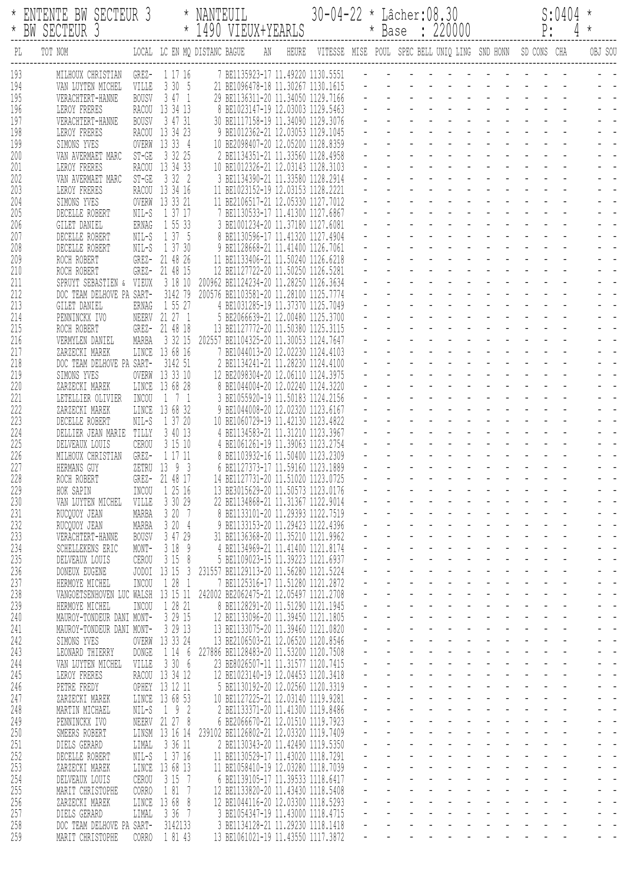```
* ENTENTE BW SECTEUR 3      * NANTEUIL                30-04-22 * Lâcher:08.30                    S:0404 *
* BW SECTEUR 3              * 1490 VIEUX+YEARLS                * Base  : 220000                  P:   4 *
```

| PL | TOT NOM | LOCAL | LC EN MQ | DISTANC | BAGUE | AN | HEURE | VITESSE | MISE | POUL | SPEC | BELL | UNIQ | LING | SND | HONN | SD | CONS | CHA | OBJ | SOU |
|---|---|---|---|---|---|---|---|---|---|---|---|---|---|---|---|---|---|---|---|---|---|
| 193 | MILHOUX CHRISTIAN | GREZ- | 1 17 16 | 7 | BE1135923-17 | | 11.49220 | 1130.5551 | - | - | - | - | - | - | - | - | - | - | - | - | - |
| 194 | VAN LUYTEN MICHEL | VILLE | 3 30 5 | 21 | BE1096478-18 | | 11.30267 | 1130.1615 | - | - | - | - | - | - | - | - | - | - | - | - | - |
| 195 | VERACHTERT-HANNE | BOUSV | 3 47 1 | 29 | BE1136311-20 | | 11.34050 | 1129.7166 | - | - | - | - | - | - | - | - | - | - | - | - | - |
| 196 | LEROY FRERES | RACOU | 13 34 13 | 8 | BE1023147-19 | | 12.03003 | 1129.5463 | - | - | - | - | - | - | - | - | - | - | - | - | - |
| 197 | VERACHTERT-HANNE | BOUSV | 3 47 31 | 30 | BE1117158-19 | | 11.34090 | 1129.3076 | - | - | - | - | - | - | - | - | - | - | - | - | - |
| 198 | LEROY FRERES | RACOU | 13 34 23 | 9 | BE1012362-21 | | 12.03053 | 1129.1045 | - | - | - | - | - | - | - | - | - | - | - | - | - |
| 199 | SIMONS YVES | OVERW | 13 33 4 | 10 | BE2098407-20 | | 12.05200 | 1128.8359 | - | - | - | - | - | - | - | - | - | - | - | - | - |
| 200 | VAN AVERMAET MARC | ST-GE | 3 32 25 | 2 | BE1134351-21 | | 11.33560 | 1128.4958 | - | - | - | - | - | - | - | - | - | - | - | - | - |
| 201 | LEROY FRERES | RACOU | 13 34 33 | 10 | BE1012326-21 | | 12.03143 | 1128.3103 | - | - | - | - | - | - | - | - | - | - | - | - | - |
| 202 | VAN AVERMAET MARC | ST-GE | 3 32 2 | 3 | BE1134390-21 | | 11.33580 | 1128.2914 | - | - | - | - | - | - | - | - | - | - | - | - | - |
| 203 | LEROY FRERES | RACOU | 13 34 16 | 11 | BE1023152-19 | | 12.03153 | 1128.2221 | - | - | - | - | - | - | - | - | - | - | - | - | - |
| 204 | SIMONS YVES | OVERW | 13 33 21 | 11 | BE2106517-21 | | 12.05330 | 1127.7012 | - | - | - | - | - | - | - | - | - | - | - | - | - |
| 205 | DECELLE ROBERT | NIL-S | 1 37 17 | 7 | BE1130533-17 | | 11.41300 | 1127.6867 | - | - | - | - | - | - | - | - | - | - | - | - | - |
| 206 | GILET DANIEL | ERNAG | 1 55 33 | 3 | BE1001234-20 | | 11.37180 | 1127.6081 | - | - | - | - | - | - | - | - | - | - | - | - | - |
| 207 | DECELLE ROBERT | NIL-S | 1 37 5 | 8 | BE1130596-17 | | 11.41320 | 1127.4904 | - | - | - | - | - | - | - | - | - | - | - | - | - |
| 208 | DECELLE ROBERT | NIL-S | 1 37 30 | 9 | BE1128668-21 | | 11.41400 | 1126.7061 | - | - | - | - | - | - | - | - | - | - | - | - | - |
| 209 | ROCH ROBERT | GREZ- | 21 48 26 | 11 | BE1133406-21 | | 11.50240 | 1126.6218 | - | - | - | - | - | - | - | - | - | - | - | - | - |
| 210 | ROCH ROBERT | GREZ- | 21 48 15 | 12 | BE1127722-20 | | 11.50250 | 1126.5281 | - | - | - | - | - | - | - | - | - | - | - | - | - |
| 211 | SPRUYT SEBASTIEN & | VIEUX | 3 18 10 | 200962 | BE1124234-20 | | 11.28250 | 1126.3634 | - | - | - | - | - | - | - | - | - | - | - | - | - |
| 212 | DOC TEAM DELHOVE PA | SART- | 3142 79 | 200576 | BE1103581-20 | | 11.28100 | 1125.7774 | - | - | - | - | - | - | - | - | - | - | - | - | - |
| 213 | GILET DANIEL | ERNAG | 1 55 27 | 4 | BE1031285-19 | | 11.37370 | 1125.7049 | - | - | - | - | - | - | - | - | - | - | - | - | - |
| 214 | PENNINCKX IVO | NEERV | 21 27 1 | 5 | BE2066639-21 | | 12.00480 | 1125.3700 | - | - | - | - | - | - | - | - | - | - | - | - | - |
| 215 | ROCH ROBERT | GREZ- | 21 48 18 | 13 | BE1127772-20 | | 11.50380 | 1125.3115 | - | - | - | - | - | - | - | - | - | - | - | - | - |
| 216 | VERMYLEN DANIEL | MARBA | 3 32 15 | 202557 | BE1104325-20 | | 11.30053 | 1124.7647 | - | - | - | - | - | - | - | - | - | - | - | - | - |
| 217 | ZARZECKI MAREK | LINCE | 13 68 16 | 7 | BE1044013-20 | | 12.02230 | 1124.4103 | - | - | - | - | - | - | - | - | - | - | - | - | - |
| 218 | DOC TEAM DELHOVE PA | SART- | 3142 51 | 2 | BE1134241-21 | | 11.28230 | 1124.4100 | - | - | - | - | - | - | - | - | - | - | - | - | - |
| 219 | SIMONS YVES | OVERW | 13 33 10 | 12 | BE2098304-20 | | 12.06110 | 1124.3975 | - | - | - | - | - | - | - | - | - | - | - | - | - |
| 220 | ZARZECKI MAREK | LINCE | 13 68 28 | 8 | BE1044004-20 | | 12.02240 | 1124.3220 | - | - | - | - | - | - | - | - | - | - | - | - | - |
| 221 | LETELLIER OLIVIER | INCOU | 1 7 1 | 3 | BE1055920-19 | | 11.50183 | 1124.2156 | - | - | - | - | - | - | - | - | - | - | - | - | - |
| 222 | ZARZECKI MAREK | LINCE | 13 68 32 | 9 | BE1044008-20 | | 12.02320 | 1123.6167 | - | - | - | - | - | - | - | - | - | - | - | - | - |
| 223 | DECELLE ROBERT | NIL-S | 1 37 20 | 10 | BE1060729-19 | | 11.42130 | 1123.4822 | - | - | - | - | - | - | - | - | - | - | - | - | - |
| 224 | DELLIER JEAN MARIE | TILLY | 3 40 13 | 4 | BE1134583-21 | | 11.31210 | 1123.3967 | - | - | - | - | - | - | - | - | - | - | - | - | - |
| 225 | DELVEAUX LOUIS | CEROU | 3 15 10 | 4 | BE1061261-19 | | 11.39063 | 1123.2754 | - | - | - | - | - | - | - | - | - | - | - | - | - |
| 226 | MILHOUX CHRISTIAN | GREZ- | 1 17 11 | 8 | BE1103932-16 | | 11.50400 | 1123.2309 | - | - | - | - | - | - | - | - | - | - | - | - | - |
| 227 | HERMANS GUY | ZETRU | 13 9 3 | 6 | BE1127373-17 | | 11.59160 | 1123.1889 | - | - | - | - | - | - | - | - | - | - | - | - | - |
| 228 | ROCH ROBERT | GREZ- | 21 48 17 | 14 | BE1127731-20 | | 11.51020 | 1123.0725 | - | - | - | - | - | - | - | - | - | - | - | - | - |
| 229 | HOK SAPIN | INCOU | 1 25 16 | 13 | BE3015629-20 | | 11.50573 | 1123.0176 | - | - | - | - | - | - | - | - | - | - | - | - | - |
| 230 | VAN LUYTEN MICHEL | VILLE | 3 30 29 | 22 | BE1134868-21 | | 11.31367 | 1122.9014 | - | - | - | - | - | - | - | - | - | - | - | - | - |
| 231 | RUCQUOY JEAN | MARBA | 3 20 7 | 8 | BE1133101-20 | | 11.29393 | 1122.7519 | - | - | - | - | - | - | - | - | - | - | - | - | - |
| 232 | RUCQUOY JEAN | MARBA | 3 20 4 | 9 | BE1133153-20 | | 11.29423 | 1122.4396 | - | - | - | - | - | - | - | - | - | - | - | - | - |
| 233 | VERACHTERT-HANNE | BOUSV | 3 47 29 | 31 | BE1136368-20 | | 11.35210 | 1121.9962 | - | - | - | - | - | - | - | - | - | - | - | - | - |
| 234 | SCHELLEKENS ERIC | MONT- | 3 18 9 | 4 | BE1134969-21 | | 11.41400 | 1121.8174 | - | - | - | - | - | - | - | - | - | - | - | - | - |
| 235 | DELVEAUX LOUIS | CEROU | 3 15 8 | 5 | BE1109023-15 | | 11.39223 | 1121.6937 | - | - | - | - | - | - | - | - | - | - | - | - | - |
| 236 | DONEUX EUGENE | JODOI | 13 15 3 | 231557 | BE1129113-20 | | 11.56280 | 1121.5224 | - | - | - | - | - | - | - | - | - | - | - | - | - |
| 237 | HERMOYE MICHEL | INCOU | 1 28 1 | 7 | BE1125316-17 | | 11.51280 | 1121.2872 | - | - | - | - | - | - | - | - | - | - | - | - | - |
| 238 | VANGOETSENHOVEN LUC | WALSH | 13 15 11 | 242002 | BE2062475-21 | | 12.05497 | 1121.2708 | - | - | - | - | - | - | - | - | - | - | - | - | - |
| 239 | HERMOYE MICHEL | INCOU | 1 28 21 | 8 | BE1128291-20 | | 11.51290 | 1121.1945 | - | - | - | - | - | - | - | - | - | - | - | - | - |
| 240 | MAUROY-TONDEUR DANI | MONT- | 3 29 15 | 12 | BE1133096-20 | | 11.39450 | 1121.1805 | - | - | - | - | - | - | - | - | - | - | - | - | - |
| 241 | MAUROY-TONDEUR DANI | MONT- | 3 29 13 | 13 | BE1133075-20 | | 11.39460 | 1121.0820 | - | - | - | - | - | - | - | - | - | - | - | - | - |
| 242 | SIMONS YVES | OVERW | 13 33 24 | 13 | BE2106503-21 | | 12.06520 | 1120.8546 | - | - | - | - | - | - | - | - | - | - | - | - | - |
| 243 | LEONARD THIERRY | DONGE | 1 14 6 | 227886 | BE1128483-20 | | 11.53200 | 1120.7508 | - | - | - | - | - | - | - | - | - | - | - | - | - |
| 244 | VAN LUYTEN MICHEL | VILLE | 3 30 6 | 23 | BE8026507-11 | | 11.31577 | 1120.7415 | - | - | - | - | - | - | - | - | - | - | - | - | - |
| 245 | LEROY FRERES | RACOU | 13 34 12 | 12 | BE1023140-19 | | 12.04453 | 1120.3418 | - | - | - | - | - | - | - | - | - | - | - | - | - |
| 246 | PETRE FREDY | OPHEY | 13 12 11 | 5 | BE1130192-20 | | 12.02560 | 1120.3319 | - | - | - | - | - | - | - | - | - | - | - | - | - |
| 247 | ZARZECKI MAREK | LINCE | 13 68 53 | 10 | BE1127225-21 | | 12.03140 | 1119.9281 | - | - | - | - | - | - | - | - | - | - | - | - | - |
| 248 | MARTIN MICHAEL | NIL-S | 1 9 2 | 2 | BE1133371-20 | | 11.41300 | 1119.8486 | - | - | - | - | - | - | - | - | - | - | - | - | - |
| 249 | PENNINCKX IVO | NEERV | 21 27 8 | 6 | BE2066670-21 | | 12.01510 | 1119.7923 | - | - | - | - | - | - | - | - | - | - | - | - | - |
| 250 | SMEERS ROBERT | LINSM | 13 16 14 | 239102 | BE1126802-21 | | 12.03320 | 1119.7409 | - | - | - | - | - | - | - | - | - | - | - | - | - |
| 251 | DIELS GERARD | LIMAL | 3 36 11 | 2 | BE1130343-20 | | 11.42490 | 1119.5350 | - | - | - | - | - | - | - | - | - | - | - | - | - |
| 252 | DECELLE ROBERT | NIL-S | 1 37 16 | 11 | BE1130529-17 | | 11.43020 | 1118.7291 | - | - | - | - | - | - | - | - | - | - | - | - | - |
| 253 | ZARZECKI MAREK | LINCE | 13 68 13 | 11 | BE1058410-19 | | 12.03280 | 1118.7039 | - | - | - | - | - | - | - | - | - | - | - | - | - |
| 254 | DELVEAUX LOUIS | CEROU | 3 15 7 | 6 | BE1139105-17 | | 11.39533 | 1118.6417 | - | - | - | - | - | - | - | - | - | - | - | - | - |
| 255 | MARIT CHRISTOPHE | CORRO | 1 81 7 | 12 | BE1133820-20 | | 11.43430 | 1118.5408 | - | - | - | - | - | - | - | - | - | - | - | - | - |
| 256 | ZARZECKI MAREK | LINCE | 13 68 8 | 12 | BE1044116-20 | | 12.03300 | 1118.5293 | - | - | - | - | - | - | - | - | - | - | - | - | - |
| 257 | DIELS GERARD | LIMAL | 3 36 7 | 3 | BE1054347-19 | | 11.43000 | 1118.4715 | - | - | - | - | - | - | - | - | - | - | - | - | - |
| 258 | DOC TEAM DELHOVE PA | SART- | 3142133 | 3 | BE1134128-21 | | 11.29230 | 1118.1418 | - | - | - | - | - | - | - | - | - | - | - | - | - |
| 259 | MARIT CHRISTOPHE | CORRO | 1 81 43 | 13 | BE1061021-19 | | 11.43550 | 1117.3872 | - | - | - | - | - | - | - | - | - | - | - | - | - |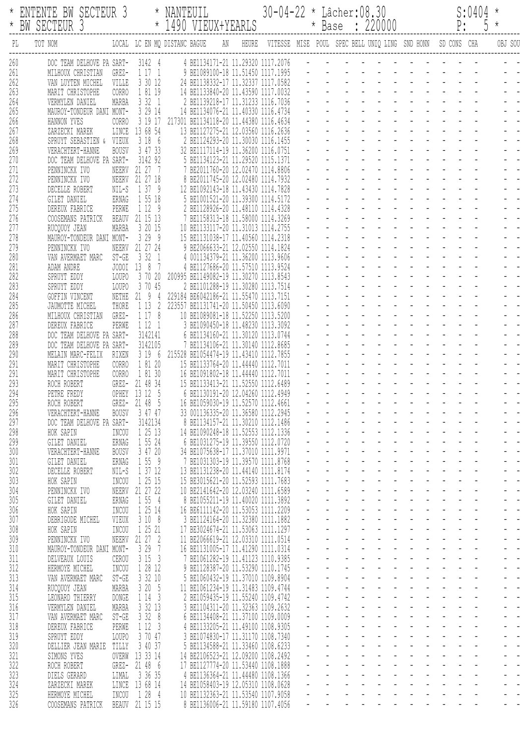\* ENTENTE BW SECTEUR 3 \* NANTEUIL 30-04-22 \* Lâcher:08.30 S:0404 \*
\* BW SECTEUR 3 \* 1490 VIEUX+YEARLS \* Base : 220000 P: 5 \*

| PL | TOT NOM | LOCAL | LC EN MQ | DISTANC | BAGUE | AN | HEURE | VITESSE | MISE | POUL | SPEC | BELL | UNIQ | LING | SND | HONN | SD | CONS | CHA | OBJ | SOU |
|---|---|---|---|---|---|---|---|---|---|---|---|---|---|---|---|---|---|---|---|---|---|
| 260 | DOC TEAM DELHOVE PA | SART- | 3142 4 | | 4 BE1134171-21 | | 11.29320 | 1117.2076 | - | - | - | - | - | - | - | - | - | - | - | - | - |
| 261 | MILHOUX CHRISTIAN | GREZ- | 1 17 1 | | 9 BE1089100-18 | | 11.51450 | 1117.1995 | - | - | - | - | - | - | - | - | - | - | - | - | - |
| 262 | VAN LUYTEN MICHEL | VILLE | 3 30 12 | | 24 BE1138332-17 | | 11.32337 | 1117.0582 | - | - | - | - | - | - | - | - | - | - | - | - | - |
| 263 | MARIT CHRISTOPHE | CORRO | 1 81 19 | | 14 BE1133840-20 | | 11.43590 | 1117.0032 | - | - | - | - | - | - | - | - | - | - | - | - | - |
| 264 | VERMYLEN DANIEL | MARBA | 3 32 1 | | 2 BE1139218-17 | | 11.31233 | 1116.7036 | - | - | - | - | - | - | - | - | - | - | - | - | - |
| 265 | MAUROY-TONDEUR DANI | MONT- | 3 29 14 | | 14 BE1134076-21 | | 11.40330 | 1116.4734 | - | - | - | - | - | - | - | - | - | - | - | - | - |
| 266 | HANNON YVES | CORRO | 3 19 17 | 217301 | BE1134118-20 | | 11.44380 | 1116.4634 | - | - | - | - | - | - | - | - | - | - | - | - | - |
| 267 | ZARZECKI MAREK | LINCE | 13 68 54 | | 13 BE1127275-21 | | 12.03560 | 1116.2636 | - | - | - | - | - | - | - | - | - | - | - | - | - |
| 268 | SPRUYT SEBASTIEN & | VIEUX | 3 18 6 | | 2 BE1124293-20 | | 11.30030 | 1116.1455 | - | - | - | - | - | - | - | - | - | - | - | - | - |
| 269 | VERACHTERT-HANNE | BOUSV | 3 47 33 | | 32 BE1117114-19 | | 11.36200 | 1116.0751 | - | - | - | - | - | - | - | - | - | - | - | - | - |
| 270 | DOC TEAM DELHOVE PA | SART- | 3142 92 | | 5 BE1134123-21 | | 11.29520 | 1115.1371 | - | - | - | - | - | - | - | - | - | - | - | - | - |
| 271 | PENNINCKX IVO | NEERV | 21 27 7 | | 7 BE2011760-20 | | 12.02470 | 1114.8806 | - | - | - | - | - | - | - | - | - | - | - | - | - |
| 272 | PENNINCKX IVO | NEERV | 21 27 18 | | 8 BE2011745-20 | | 12.02480 | 1114.7932 | - | - | - | - | - | - | - | - | - | - | - | - | - |
| 273 | DECELLE ROBERT | NIL-S | 1 37 9 | | 12 BE1092143-18 | | 11.43430 | 1114.7828 | - | - | - | - | - | - | - | - | - | - | - | - | - |
| 274 | GILET DANIEL | ERNAG | 1 55 18 | | 5 BE1001521-20 | | 11.39300 | 1114.5172 | - | - | - | - | - | - | - | - | - | - | - | - | - |
| 275 | DEREUX FABRICE | PERWE | 1 12 9 | | 2 BE1128926-20 | | 11.48110 | 1114.4328 | - | - | - | - | - | - | - | - | - | - | - | - | - |
| 276 | COOSEMANS PATRICK | BEAUV | 21 15 13 | | 7 BE1158313-18 | | 11.58000 | 1114.3269 | - | - | - | - | - | - | - | - | - | - | - | - | - |
| 277 | RUCQUOY JEAN | MARBA | 3 20 15 | | 10 BE1133117-20 | | 11.31013 | 1114.2755 | - | - | - | - | - | - | - | - | - | - | - | - | - |
| 278 | MAUROY-TONDEUR DANI | MONT- | 3 29 9 | | 15 BE1131038-17 | | 11.40560 | 1114.2318 | - | - | - | - | - | - | - | - | - | - | - | - | - |
| 279 | PENNINCKX IVO | NEERV | 21 27 24 | | 9 BE2066633-21 | | 12.02550 | 1114.1824 | - | - | - | - | - | - | - | - | - | - | - | - | - |
| 280 | VAN AVERMAET MARC | ST-GE | 3 32 1 | | 4 001134379-21 | | 11.36200 | 1113.9606 | - | - | - | - | - | - | - | - | - | - | - | - | - |
| 281 | ADAM ANDRE | JODOI | 13 8 7 | | 4 BE1127686-20 | | 11.57510 | 1113.9524 | - | - | - | - | - | - | - | - | - | - | - | - | - |
| 282 | SPRUYT EDDY | LOUPO | 3 70 20 | 200995 | BE1149082-19 | | 11.30270 | 1113.8543 | - | - | - | - | - | - | - | - | - | - | - | - | - |
| 283 | SPRUYT EDDY | LOUPO | 3 70 45 | | 2 BE1101288-19 | | 11.30280 | 1113.7514 | - | - | - | - | - | - | - | - | - | - | - | - | - |
| 284 | GOFFIN VINCENT | NETHE | 21 9 4 | 229184 | BE6042186-21 | | 11.55470 | 1113.7151 | - | - | - | - | - | - | - | - | - | - | - | - | - |
| 285 | JAUMOTTE MICHEL | THORE | 1 13 2 | 223557 | BE1131741-20 | | 11.50450 | 1113.6090 | - | - | - | - | - | - | - | - | - | - | - | - | - |
| 286 | MILHOUX CHRISTIAN | GREZ- | 1 17 8 | | 10 BE1089081-18 | | 11.52250 | 1113.5200 | - | - | - | - | - | - | - | - | - | - | - | - | - |
| 287 | DEREUX FABRICE | PERWE | 1 12 1 | | 3 BE1090450-18 | | 11.48230 | 1113.3092 | - | - | - | - | - | - | - | - | - | - | - | - | - |
| 288 | DOC TEAM DELHOVE PA | SART- | 3142141 | | 6 BE1134160-21 | | 11.30120 | 1113.0744 | - | - | - | - | - | - | - | - | - | - | - | - | - |
| 289 | DOC TEAM DELHOVE PA | SART- | 3142105 | | 7 BE1134106-21 | | 11.30140 | 1112.8685 | - | - | - | - | - | - | - | - | - | - | - | - | - |
| 290 | MELAIN MARC-FELIX | RIXEN | 3 19 6 | 215528 | BE1054474-19 | | 11.43410 | 1112.7855 | - | - | - | - | - | - | - | - | - | - | - | - | - |
| 291 | MARIT CHRISTOPHE | CORRO | 1 81 20 | | 15 BE1133764-20 | | 11.44440 | 1112.7011 | - | - | - | - | - | - | - | - | - | - | - | - | - |
| 291 | MARIT CHRISTOPHE | CORRO | 1 81 30 | | 16 BE1091802-18 | | 11.44440 | 1112.7011 | - | - | - | - | - | - | - | - | - | - | - | - | - |
| 293 | ROCH ROBERT | GREZ- | 21 48 34 | | 15 BE1133413-21 | | 11.52550 | 1112.6489 | - | - | - | - | - | - | - | - | - | - | - | - | - |
| 294 | PETRE FREDY | OPHEY | 13 12 5 | | 6 BE1130191-20 | | 12.04260 | 1112.4949 | - | - | - | - | - | - | - | - | - | - | - | - | - |
| 295 | ROCH ROBERT | GREZ- | 21 48 5 | | 16 BE1059030-19 | | 11.52570 | 1112.4661 | - | - | - | - | - | - | - | - | - | - | - | - | - |
| 296 | VERACHTERT-HANNE | BOUSV | 3 47 47 | | 33 001136335-20 | | 11.36580 | 1112.2945 | - | - | - | - | - | - | - | - | - | - | - | - | - |
| 297 | DOC TEAM DELHOVE PA | SART- | 3142134 | | 8 BE1134157-21 | | 11.30210 | 1112.1486 | - | - | - | - | - | - | - | - | - | - | - | - | - |
| 298 | HOK SAPIN | INCOU | 1 25 13 | | 14 BE1090248-18 | | 11.52553 | 1112.1336 | - | - | - | - | - | - | - | - | - | - | - | - | - |
| 299 | GILET DANIEL | ERNAG | 1 55 24 | | 6 BE1031275-19 | | 11.39550 | 1112.0720 | - | - | - | - | - | - | - | - | - | - | - | - | - |
| 300 | VERACHTERT-HANNE | BOUSV | 3 47 20 | | 34 BE1075638-17 | | 11.37010 | 1111.9971 | - | - | - | - | - | - | - | - | - | - | - | - | - |
| 301 | GILET DANIEL | ERNAG | 1 55 9 | | 7 BE1031303-19 | | 11.39570 | 1111.8768 | - | - | - | - | - | - | - | - | - | - | - | - | - |
| 302 | DECELLE ROBERT | NIL-S | 1 37 12 | | 13 BE1131238-20 | | 11.44140 | 1111.8174 | - | - | - | - | - | - | - | - | - | - | - | - | - |
| 303 | HOK SAPIN | INCOU | 1 25 15 | | 15 BE3015621-20 | | 11.52593 | 1111.7683 | - | - | - | - | - | - | - | - | - | - | - | - | - |
| 304 | PENNINCKX IVO | NEERV | 21 27 22 | | 10 BE2141642-20 | | 12.03240 | 1111.6589 | - | - | - | - | - | - | - | - | - | - | - | - | - |
| 305 | GILET DANIEL | ERNAG | 1 55 4 | | 8 BE1055211-19 | | 11.40020 | 1111.3892 | - | - | - | - | - | - | - | - | - | - | - | - | - |
| 306 | HOK SAPIN | INCOU | 1 25 14 | | 16 BE6111142-20 | | 11.53053 | 1111.2209 | - | - | - | - | - | - | - | - | - | - | - | - | - |
| 307 | DEBRIGODE MICHEL | VIEUX | 3 10 8 | | 3 BE1124164-20 | | 11.32380 | 1111.1882 | - | - | - | - | - | - | - | - | - | - | - | - | - |
| 308 | HOK SAPIN | INCOU | 1 25 21 | | 17 BE3024674-21 | | 11.53063 | 1111.1297 | - | - | - | - | - | - | - | - | - | - | - | - | - |
| 309 | PENNINCKX IVO | NEERV | 21 27 2 | | 11 BE2066619-21 | | 12.03310 | 1111.0514 | - | - | - | - | - | - | - | - | - | - | - | - | - |
| 310 | MAUROY-TONDEUR DANI | MONT- | 3 29 7 | | 16 BE1131005-17 | | 11.41290 | 1111.0314 | - | - | - | - | - | - | - | - | - | - | - | - | - |
| 311 | DELVEAUX LOUIS | CEROU | 3 15 3 | | 7 BE1061282-19 | | 11.41123 | 1110.9385 | - | - | - | - | - | - | - | - | - | - | - | - | - |
| 312 | HERMOYE MICHEL | INCOU | 1 28 12 | | 9 BE1128387-20 | | 11.53290 | 1110.1745 | - | - | - | - | - | - | - | - | - | - | - | - | - |
| 313 | VAN AVERMAET MARC | ST-GE | 3 32 10 | | 5 BE1060432-19 | | 11.37010 | 1109.8904 | - | - | - | - | - | - | - | - | - | - | - | - | - |
| 314 | RUCQUOY JEAN | MARBA | 3 20 5 | | 11 BE1061234-19 | | 11.31483 | 1109.4744 | - | - | - | - | - | - | - | - | - | - | - | - | - |
| 315 | LEONARD THIERRY | DONGE | 1 14 3 | | 2 BE1059435-19 | | 11.55240 | 1109.4742 | - | - | - | - | - | - | - | - | - | - | - | - | - |
| 316 | VERMYLEN DANIEL | MARBA | 3 32 13 | | 3 BE1104311-20 | | 11.32363 | 1109.2632 | - | - | - | - | - | - | - | - | - | - | - | - | - |
| 317 | VAN AVERMAET MARC | ST-GE | 3 32 8 | | 6 BE1134408-21 | | 11.37100 | 1109.0009 | - | - | - | - | - | - | - | - | - | - | - | - | - |
| 318 | DEREUX FABRICE | PERWE | 1 12 3 | | 4 BE1133205-21 | | 11.49100 | 1108.9305 | - | - | - | - | - | - | - | - | - | - | - | - | - |
| 319 | SPRUYT EDDY | LOUPO | 3 70 47 | | 3 BE1074830-17 | | 11.31170 | 1108.7340 | - | - | - | - | - | - | - | - | - | - | - | - | - |
| 320 | DELLIER JEAN MARIE | TILLY | 3 40 37 | | 5 BE1134588-21 | | 11.33460 | 1108.6233 | - | - | - | - | - | - | - | - | - | - | - | - | - |
| 321 | SIMONS YVES | OVERW | 13 33 14 | | 14 BE2106523-21 | | 12.09200 | 1108.2492 | - | - | - | - | - | - | - | - | - | - | - | - | - |
| 322 | ROCH ROBERT | GREZ- | 21 48 6 | | 17 BE1127774-20 | | 11.53440 | 1108.1888 | - | - | - | - | - | - | - | - | - | - | - | - | - |
| 323 | DIELS GERARD | LIMAL | 3 36 35 | | 4 BE1136364-21 | | 11.44480 | 1108.1366 | - | - | - | - | - | - | - | - | - | - | - | - | - |
| 324 | ZARZECKI MAREK | LINCE | 13 68 14 | | 14 BE1058403-19 | | 12.05310 | 1108.0628 | - | - | - | - | - | - | - | - | - | - | - | - | - |
| 325 | HERMOYE MICHEL | INCOU | 1 28 4 | | 10 BE1132363-21 | | 11.53540 | 1107.9058 | - | - | - | - | - | - | - | - | - | - | - | - | - |
| 326 | COOSEMANS PATRICK | BEAUV | 21 15 15 | | 8 BE1136006-21 | | 11.59180 | 1107.4056 | - | - | - | - | - | - | - | - | - | - | - | - | - |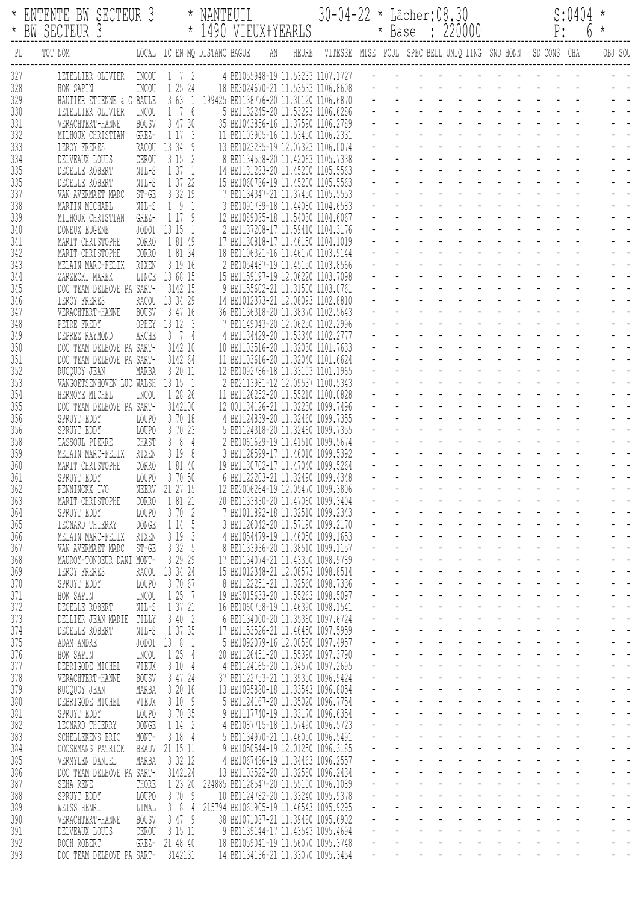\* ENTENTE BW SECTEUR 3 \* NANTEUIL 30-04-22 \* Lâcher:08.30 S:0404 \*
\* BW SECTEUR 3 \* 1490 VIEUX+YEARLS \* Base : 220000 P: 6 \*

| PL | TOT NOM | LOCAL | LC EN MQ | DISTANC | BAGUE | AN | HEURE | VITESSE | MISE | POUL | SPEC | BELL | UNIQ | LING | SND | HONN | SD | CONS | CHA | OBJ | SOU |
|---|---|---|---|---|---|---|---|---|---|---|---|---|---|---|---|---|---|---|---|---|---|
| 327 | LETELLIER OLIVIER | INCOU | 1 7 2 | 4 | BE1055948-19 | | 11.53233 | 1107.1727 | - | - | - | - | - | - | - | - | - | - | - | - | - |
| 328 | HOK SAPIN | INCOU | 1 25 24 | 18 | BE3024670-21 | | 11.53533 | 1106.8608 | - | - | - | - | - | - | - | - | - | - | - | - | - |
| 329 | HAUTIER ETIENNE & G | BAULE | 3 63 1 | 199425 | BE1138776-20 | | 11.30120 | 1106.6870 | - | - | - | - | - | - | - | - | - | - | - | - | - |
| 330 | LETELLIER OLIVIER | INCOU | 1 7 6 | 5 | BE1132245-20 | | 11.53293 | 1106.6286 | - | - | - | - | - | - | - | - | - | - | - | - | - |
| 331 | VERACHTERT-HANNE | BOUSV | 3 47 30 | 35 | BE1043856-16 | | 11.37590 | 1106.2789 | - | - | - | - | - | - | - | - | - | - | - | - | - |
| 332 | MILHOUX CHRISTIAN | GREZ- | 1 17 3 | 11 | BE1103905-16 | | 11.53450 | 1106.2331 | - | - | - | - | - | - | - | - | - | - | - | - | - |
| 333 | LEROY FRERES | RACOU | 13 34 9 | 13 | BE1023235-19 | | 12.07323 | 1106.0074 | - | - | - | - | - | - | - | - | - | - | - | - | - |
| 334 | DELVEAUX LOUIS | CEROU | 3 15 2 | 8 | BE1134558-20 | | 11.42063 | 1105.7338 | - | - | - | - | - | - | - | - | - | - | - | - | - |
| 335 | DECELLE ROBERT | NIL-S | 1 37 1 | 14 | BE1131283-20 | | 11.45200 | 1105.5563 | - | - | - | - | - | - | - | - | - | - | - | - | - |
| 335 | DECELLE ROBERT | NIL-S | 1 37 22 | 15 | BE1060786-19 | | 11.45200 | 1105.5563 | - | - | - | - | - | - | - | - | - | - | - | - | - |
| 337 | VAN AVERMAET MARC | ST-GE | 3 32 19 | 7 | BE1134347-21 | | 11.37450 | 1105.5553 | - | - | - | - | - | - | - | - | - | - | - | - | - |
| 338 | MARTIN MICHAEL | NIL-S | 1 9 1 | 3 | BE1091739-18 | | 11.44080 | 1104.6583 | - | - | - | - | - | - | - | - | - | - | - | - | - |
| 339 | MILHOUX CHRISTIAN | GREZ- | 1 17 9 | 12 | BE1089085-18 | | 11.54030 | 1104.6067 | - | - | - | - | - | - | - | - | - | - | - | - | - |
| 340 | DONEUX EUGENE | JODOI | 13 15 1 | 2 | BE1137208-17 | | 11.59410 | 1104.3176 | - | - | - | - | - | - | - | - | - | - | - | - | - |
| 341 | MARIT CHRISTOPHE | CORRO | 1 81 49 | 17 | BE1130818-17 | | 11.46150 | 1104.1019 | - | - | - | - | - | - | - | - | - | - | - | - | - |
| 342 | MARIT CHRISTOPHE | CORRO | 1 81 34 | 18 | BE1106321-16 | | 11.46170 | 1103.9144 | - | - | - | - | - | - | - | - | - | - | - | - | - |
| 343 | MELAIN MARC-FELIX | RIXEN | 3 19 16 | 2 | BE1054487-19 | | 11.45150 | 1103.8566 | - | - | - | - | - | - | - | - | - | - | - | - | - |
| 344 | ZARZECKI MAREK | LINCE | 13 68 15 | 15 | BE1159197-19 | | 12.06220 | 1103.7098 | - | - | - | - | - | - | - | - | - | - | - | - | - |
| 345 | DOC TEAM DELHOVE PA | SART- | 3142 15 | 9 | BE1155602-21 | | 11.31500 | 1103.0761 | - | - | - | - | - | - | - | - | - | - | - | - | - |
| 346 | LEROY FRERES | RACOU | 13 34 29 | 14 | BE1012373-21 | | 12.08093 | 1102.8810 | - | - | - | - | - | - | - | - | - | - | - | - | - |
| 347 | VERACHTERT-HANNE | BOUSV | 3 47 16 | 36 | BE1136318-20 | | 11.38370 | 1102.5643 | - | - | - | - | - | - | - | - | - | - | - | - | - |
| 348 | PETRE FREDY | OPHEY | 13 12 3 | 7 | BE1149043-20 | | 12.06250 | 1102.2996 | - | - | - | - | - | - | - | - | - | - | - | - | - |
| 349 | DEPREZ RAYMOND | ARCHE | 3 7 4 | 4 | BE1134429-20 | | 11.53340 | 1102.2777 | - | - | - | - | - | - | - | - | - | - | - | - | - |
| 350 | DOC TEAM DELHOVE PA | SART- | 3142 10 | 10 | BE1103516-20 | | 11.32030 | 1101.7633 | - | - | - | - | - | - | - | - | - | - | - | - | - |
| 351 | DOC TEAM DELHOVE PA | SART- | 3142 64 | 11 | BE1103616-20 | | 11.32040 | 1101.6624 | - | - | - | - | - | - | - | - | - | - | - | - | - |
| 352 | RUCQUOY JEAN | MARBA | 3 20 11 | 12 | BE1092786-18 | | 11.33103 | 1101.1965 | - | - | - | - | - | - | - | - | - | - | - | - | - |
| 353 | VANGOETSENHOVEN LUC | WALSH | 13 15 1 | 2 | BE2113981-12 | | 12.09537 | 1100.5343 | - | - | - | - | - | - | - | - | - | - | - | - | - |
| 354 | HERMOYE MICHEL | INCOU | 1 28 26 | 11 | BE1126252-20 | | 11.55210 | 1100.0828 | - | - | - | - | - | - | - | - | - | - | - | - | - |
| 355 | DOC TEAM DELHOVE PA | SART- | 3142100 | 12 | 001134126-21 | | 11.32230 | 1099.7496 | - | - | - | - | - | - | - | - | - | - | - | - | - |
| 356 | SPRUYT EDDY | LOUPO | 3 70 18 | 4 | BE1124839-20 | | 11.32460 | 1099.7355 | - | - | - | - | - | - | - | - | - | - | - | - | - |
| 356 | SPRUYT EDDY | LOUPO | 3 70 23 | 5 | BE1124318-20 | | 11.32460 | 1099.7355 | - | - | - | - | - | - | - | - | - | - | - | - | - |
| 358 | TASSOUL PIERRE | CHAST | 3 8 4 | 2 | BE1061629-19 | | 11.41510 | 1099.5674 | - | - | - | - | - | - | - | - | - | - | - | - | - |
| 359 | MELAIN MARC-FELIX | RIXEN | 3 19 8 | 3 | BE1128599-17 | | 11.46010 | 1099.5392 | - | - | - | - | - | - | - | - | - | - | - | - | - |
| 360 | MARIT CHRISTOPHE | CORRO | 1 81 40 | 19 | BE1130702-17 | | 11.47040 | 1099.5264 | - | - | - | - | - | - | - | - | - | - | - | - | - |
| 361 | SPRUYT EDDY | LOUPO | 3 70 50 | 6 | BE1122203-21 | | 11.32490 | 1099.4348 | - | - | - | - | - | - | - | - | - | - | - | - | - |
| 362 | PENNINCKX IVO | NEERV | 21 27 15 | 12 | BE2006264-19 | | 12.05470 | 1099.3806 | - | - | - | - | - | - | - | - | - | - | - | - | - |
| 363 | MARIT CHRISTOPHE | CORRO | 1 81 21 | 20 | BE1133830-20 | | 11.47060 | 1099.3404 | - | - | - | - | - | - | - | - | - | - | - | - | - |
| 364 | SPRUYT EDDY | LOUPO | 3 70 2 | 7 | BE1011892-18 | | 11.32510 | 1099.2343 | - | - | - | - | - | - | - | - | - | - | - | - | - |
| 365 | LEONARD THIERRY | DONGE | 1 14 5 | 3 | BE1126042-20 | | 11.57190 | 1099.2170 | - | - | - | - | - | - | - | - | - | - | - | - | - |
| 366 | MELAIN MARC-FELIX | RIXEN | 3 19 3 | 4 | BE1054479-19 | | 11.46050 | 1099.1653 | - | - | - | - | - | - | - | - | - | - | - | - | - |
| 367 | VAN AVERMAET MARC | ST-GE | 3 32 5 | 8 | BE1133936-20 | | 11.38510 | 1099.1157 | - | - | - | - | - | - | - | - | - | - | - | - | - |
| 368 | MAUROY-TONDEUR DANI | MONT- | 3 29 29 | 17 | BE1134074-21 | | 11.43350 | 1098.9789 | - | - | - | - | - | - | - | - | - | - | - | - | - |
| 369 | LEROY FRERES | RACOU | 13 34 24 | 15 | BE1012348-21 | | 12.08573 | 1098.8514 | - | - | - | - | - | - | - | - | - | - | - | - | - |
| 370 | SPRUYT EDDY | LOUPO | 3 70 67 | 8 | BE1122251-21 | | 11.32560 | 1098.7336 | - | - | - | - | - | - | - | - | - | - | - | - | - |
| 371 | HOK SAPIN | INCOU | 1 25 7 | 19 | BE3015633-20 | | 11.55263 | 1098.5097 | - | - | - | - | - | - | - | - | - | - | - | - | - |
| 372 | DECELLE ROBERT | NIL-S | 1 37 21 | 16 | BE1060758-19 | | 11.46390 | 1098.1541 | - | - | - | - | - | - | - | - | - | - | - | - | - |
| 373 | DELLIER JEAN MARIE | TILLY | 3 40 2 | 6 | BE1134000-20 | | 11.35360 | 1097.6724 | - | - | - | - | - | - | - | - | - | - | - | - | - |
| 374 | DECELLE ROBERT | NIL-S | 1 37 35 | 17 | BE1153526-21 | | 11.46450 | 1097.5959 | - | - | - | - | - | - | - | - | - | - | - | - | - |
| 375 | ADAM ANDRE | JODOI | 13 8 1 | 5 | BE1092079-16 | | 12.00580 | 1097.4957 | - | - | - | - | - | - | - | - | - | - | - | - | - |
| 376 | HOK SAPIN | INCOU | 1 25 4 | 20 | BE1126451-20 | | 11.55390 | 1097.3790 | - | - | - | - | - | - | - | - | - | - | - | - | - |
| 377 | DEBRIGODE MICHEL | VIEUX | 3 10 4 | 4 | BE1124165-20 | | 11.34570 | 1097.2695 | - | - | - | - | - | - | - | - | - | - | - | - | - |
| 378 | VERACHTERT-HANNE | BOUSV | 3 47 24 | 37 | BE1122753-21 | | 11.39350 | 1096.9424 | - | - | - | - | - | - | - | - | - | - | - | - | - |
| 379 | RUCQUOY JEAN | MARBA | 3 20 16 | 13 | BE1095880-18 | | 11.33543 | 1096.8054 | - | - | - | - | - | - | - | - | - | - | - | - | - |
| 380 | DEBRIGODE MICHEL | VIEUX | 3 10 9 | 5 | BE1124167-20 | | 11.35020 | 1096.7754 | - | - | - | - | - | - | - | - | - | - | - | - | - |
| 381 | SPRUYT EDDY | LOUPO | 3 70 35 | 9 | BE1117740-19 | | 11.33170 | 1096.6354 | - | - | - | - | - | - | - | - | - | - | - | - | - |
| 382 | LEONARD THIERRY | DONGE | 1 14 2 | 4 | BE1087715-18 | | 11.57490 | 1096.5723 | - | - | - | - | - | - | - | - | - | - | - | - | - |
| 383 | SCHELLEKENS ERIC | MONT- | 3 18 4 | 5 | BE1134970-21 | | 11.46050 | 1096.5491 | - | - | - | - | - | - | - | - | - | - | - | - | - |
| 384 | COOSEMANS PATRICK | BEAUV | 21 15 11 | 9 | BE1050544-19 | | 12.01250 | 1096.3185 | - | - | - | - | - | - | - | - | - | - | - | - | - |
| 385 | VERMYLEN DANIEL | MARBA | 3 32 12 | 4 | BE1067486-19 | | 11.34463 | 1096.2557 | - | - | - | - | - | - | - | - | - | - | - | - | - |
| 386 | DOC TEAM DELHOVE PA | SART- | 3142124 | 13 | BE1103522-20 | | 11.32580 | 1096.2434 | - | - | - | - | - | - | - | - | - | - | - | - | - |
| 387 | SEHA RENE | THORE | 1 23 20 | 224885 | BE1128547-20 | | 11.55100 | 1096.1089 | - | - | - | - | - | - | - | - | - | - | - | - | - |
| 388 | SPRUYT EDDY | LOUPO | 3 70 9 | 10 | BE1124782-20 | | 11.33240 | 1095.9378 | - | - | - | - | - | - | - | - | - | - | - | - | - |
| 389 | WEISS HENRI | LIMAL | 3 8 4 | 215794 | BE1061905-19 | | 11.46543 | 1095.9295 | - | - | - | - | - | - | - | - | - | - | - | - | - |
| 390 | VERACHTERT-HANNE | BOUSV | 3 47 9 | 38 | BE1071087-21 | | 11.39480 | 1095.6902 | - | - | - | - | - | - | - | - | - | - | - | - | - |
| 391 | DELVEAUX LOUIS | CEROU | 3 15 11 | 9 | BE1139144-17 | | 11.43543 | 1095.4694 | - | - | - | - | - | - | - | - | - | - | - | - | - |
| 392 | ROCH ROBERT | GREZ- | 21 48 40 | 18 | BE1059041-19 | | 11.56070 | 1095.3748 | - | - | - | - | - | - | - | - | - | - | - | - | - |
| 393 | DOC TEAM DELHOVE PA | SART- | 3142131 | 14 | BE1134136-21 | | 11.33070 | 1095.3454 | - | - | - | - | - | - | - | - | - | - | - | - | - |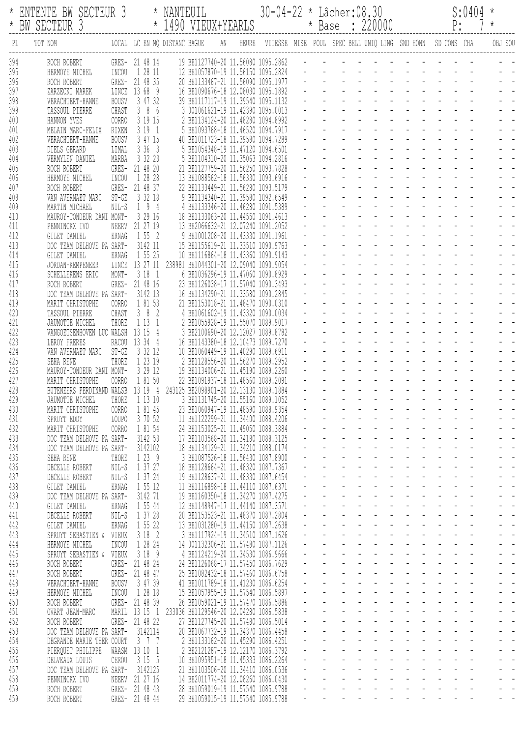\* ENTENTE BW SECTEUR 3 \* NANTEUIL 30-04-22 \* Lâcher:08.30 S:0404 \*
\* BW SECTEUR 3 \* 1490 VIEUX+YEARLS \* Base : 220000 P: 7 \*

| PL | TOT NOM | LOCAL | LC EN MQ | DISTANC | BAGUE | AN | HEURE | VITESSE | MISE | POUL | SPEC | BELL | UNIQ | LING | SND | HONN | SD | CONS | CHA | OBJ | SOU |
|---|---|---|---|---|---|---|---|---|---|---|---|---|---|---|---|---|---|---|---|---|---|
| 394 | ROCH ROBERT | GREZ- | 21 48 14 | 19 | BE1127740-20 | | 11.56080 | 1095.2862 | - | - | - | - | - | - | - | - | - | - | - | - | - |
| 395 | HERMOYE MICHEL | INCOU | 1 28 11 | 12 | BE1057870-19 | | 11.56150 | 1095.2824 | - | - | - | - | - | - | - | - | - | - | - | - | - |
| 396 | ROCH ROBERT | GREZ- | 21 48 35 | 20 | BE1133467-21 | | 11.56090 | 1095.1977 | - | - | - | - | - | - | - | - | - | - | - | - | - |
| 397 | ZARZECKI MAREK | LINCE | 13 68 9 | 16 | BE1090676-18 | | 12.08030 | 1095.1892 | - | - | - | - | - | - | - | - | - | - | - | - | - |
| 398 | VERACHTERT-HANNE | BOUSV | 3 47 32 | 39 | BE1117117-19 | | 11.39540 | 1095.1132 | - | - | - | - | - | - | - | - | - | - | - | - | - |
| 399 | TASSOUL PIERRE | CHAST | 3 8 6 | 3 | 001061621-19 | | 11.42390 | 1095.0013 | - | - | - | - | - | - | - | - | - | - | - | - | - |
| 400 | HANNON YVES | CORRO | 3 19 15 | 2 | BE1134124-20 | | 11.48280 | 1094.8992 | - | - | - | - | - | - | - | - | - | - | - | - | - |
| 401 | MELAIN MARC-FELIX | RIXEN | 3 19 1 | 5 | BE1093768-18 | | 11.46520 | 1094.7917 | - | - | - | - | - | - | - | - | - | - | - | - | - |
| 402 | VERACHTERT-HANNE | BOUSV | 3 47 15 | 40 | BE1011723-18 | | 11.39580 | 1094.7289 | - | - | - | - | - | - | - | - | - | - | - | - | - |
| 403 | DIELS GERARD | LIMAL | 3 36 3 | 5 | BE1054348-19 | | 11.47120 | 1094.6501 | - | - | - | - | - | - | - | - | - | - | - | - | - |
| 404 | VERMYLEN DANIEL | MARBA | 3 32 23 | 5 | BE1104310-20 | | 11.35063 | 1094.2816 | - | - | - | - | - | - | - | - | - | - | - | - | - |
| 405 | ROCH ROBERT | GREZ- | 21 48 20 | 21 | BE1127759-20 | | 11.56250 | 1093.7828 | - | - | - | - | - | - | - | - | - | - | - | - | - |
| 406 | HERMOYE MICHEL | INCOU | 1 28 28 | 13 | BE1088562-18 | | 11.56330 | 1093.6916 | - | - | - | - | - | - | - | - | - | - | - | - | - |
| 407 | ROCH ROBERT | GREZ- | 21 48 37 | 22 | BE1133449-21 | | 11.56280 | 1093.5179 | - | - | - | - | - | - | - | - | - | - | - | - | - |
| 408 | VAN AVERMAET MARC | ST-GE | 3 32 18 | 9 | BE1134340-21 | | 11.39580 | 1092.6549 | - | - | - | - | - | - | - | - | - | - | - | - | - |
| 409 | MARTIN MICHAEL | NIL-S | 1 9 4 | 4 | BE1133346-20 | | 11.46280 | 1091.5389 | - | - | - | - | - | - | - | - | - | - | - | - | - |
| 410 | MAUROY-TONDEUR DANI | MONT- | 3 29 16 | 18 | BE1133063-20 | | 11.44550 | 1091.4613 | - | - | - | - | - | - | - | - | - | - | - | - | - |
| 411 | PENNINCKX IVO | NEERV | 21 27 19 | 13 | BE2066632-21 | | 12.07240 | 1091.2052 | - | - | - | - | - | - | - | - | - | - | - | - | - |
| 412 | GILET DANIEL | ERNAG | 1 55 2 | 9 | BE1001208-20 | | 11.43330 | 1091.1961 | - | - | - | - | - | - | - | - | - | - | - | - | - |
| 413 | DOC TEAM DELHOVE PA | SART- | 3142 11 | 15 | BE1155619-21 | | 11.33510 | 1090.9763 | - | - | - | - | - | - | - | - | - | - | - | - | - |
| 414 | GILET DANIEL | ERNAG | 1 55 25 | 10 | BE1116864-18 | | 11.43360 | 1090.9143 | - | - | - | - | - | - | - | - | - | - | - | - | - |
| 415 | JORDAN-KEMPENEER | LINCE | 13 27 11 | 238981 | BE1044301-20 | | 12.09040 | 1090.9054 | - | - | - | - | - | - | - | - | - | - | - | - | - |
| 416 | SCHELLEKENS ERIC | MONT- | 3 18 1 | 6 | BE1036296-19 | | 11.47060 | 1090.8929 | - | - | - | - | - | - | - | - | - | - | - | - | - |
| 417 | ROCH ROBERT | GREZ- | 21 48 16 | 23 | BE1126038-17 | | 11.57040 | 1090.3493 | - | - | - | - | - | - | - | - | - | - | - | - | - |
| 418 | DOC TEAM DELHOVE PA | SART- | 3142 13 | 16 | BE1134290-21 | | 11.33580 | 1090.2845 | - | - | - | - | - | - | - | - | - | - | - | - | - |
| 419 | MARIT CHRISTOPHE | CORRO | 1 81 53 | 21 | BE1153018-21 | | 11.48470 | 1090.0310 | - | - | - | - | - | - | - | - | - | - | - | - | - |
| 420 | TASSOUL PIERRE | CHAST | 3 8 2 | 4 | BE1061602-19 | | 11.43320 | 1090.0034 | - | - | - | - | - | - | - | - | - | - | - | - | - |
| 421 | JAUMOTTE MICHEL | THORE | 1 13 1 | 2 | BE1055928-19 | | 11.55070 | 1089.9017 | - | - | - | - | - | - | - | - | - | - | - | - | - |
| 422 | VANGOETSENHOVEN LUC | WALSH | 13 15 4 | 3 | BE2100690-20 | | 12.12027 | 1089.8782 | - | - | - | - | - | - | - | - | - | - | - | - | - |
| 423 | LEROY FRERES | RACOU | 13 34 4 | 16 | BE1143380-18 | | 12.10473 | 1089.7270 | - | - | - | - | - | - | - | - | - | - | - | - | - |
| 424 | VAN AVERMAET MARC | ST-GE | 3 32 12 | 10 | BE1060449-19 | | 11.40290 | 1089.6911 | - | - | - | - | - | - | - | - | - | - | - | - | - |
| 425 | SEHA RENE | THORE | 1 23 19 | 2 | BE1128556-20 | | 11.56270 | 1089.2952 | - | - | - | - | - | - | - | - | - | - | - | - | - |
| 426 | MAUROY-TONDEUR DANI | MONT- | 3 29 12 | 19 | BE1134006-21 | | 11.45190 | 1089.2260 | - | - | - | - | - | - | - | - | - | - | - | - | - |
| 427 | MARIT CHRISTOPHE | CORRO | 1 81 50 | 22 | BE1091937-18 | | 11.48560 | 1089.2091 | - | - | - | - | - | - | - | - | - | - | - | - | - |
| 428 | BUTENEERS FERDINAND | WALSB | 13 19 4 | 243125 | BE2098901-20 | | 12.13130 | 1089.1884 | - | - | - | - | - | - | - | - | - | - | - | - | - |
| 429 | JAUMOTTE MICHEL | THORE | 1 13 10 | 3 | BE1131745-20 | | 11.55160 | 1089.1052 | - | - | - | - | - | - | - | - | - | - | - | - | - |
| 430 | MARIT CHRISTOPHE | CORRO | 1 81 45 | 23 | BE1060947-19 | | 11.48590 | 1088.9354 | - | - | - | - | - | - | - | - | - | - | - | - | - |
| 431 | SPRUYT EDDY | LOUPO | 3 70 52 | 11 | BE1122299-21 | | 11.34400 | 1088.4206 | - | - | - | - | - | - | - | - | - | - | - | - | - |
| 432 | MARIT CHRISTOPHE | CORRO | 1 81 54 | 24 | BE1153025-21 | | 11.49050 | 1088.3884 | - | - | - | - | - | - | - | - | - | - | - | - | - |
| 433 | DOC TEAM DELHOVE PA | SART- | 3142 53 | 17 | BE1103568-20 | | 11.34180 | 1088.3125 | - | - | - | - | - | - | - | - | - | - | - | - | - |
| 434 | DOC TEAM DELHOVE PA | SART- | 3142102 | 18 | BE1134129-21 | | 11.34210 | 1088.0174 | - | - | - | - | - | - | - | - | - | - | - | - | - |
| 435 | SEHA RENE | THORE | 1 23 9 | 3 | BE1087526-18 | | 11.56430 | 1087.8900 | - | - | - | - | - | - | - | - | - | - | - | - | - |
| 436 | DECELLE ROBERT | NIL-S | 1 37 27 | 18 | BE1128664-21 | | 11.48320 | 1087.7367 | - | - | - | - | - | - | - | - | - | - | - | - | - |
| 437 | DECELLE ROBERT | NIL-S | 1 37 24 | 19 | BE1128637-21 | | 11.48330 | 1087.6454 | - | - | - | - | - | - | - | - | - | - | - | - | - |
| 438 | GILET DANIEL | ERNAG | 1 55 12 | 11 | BE1116898-18 | | 11.44110 | 1087.6371 | - | - | - | - | - | - | - | - | - | - | - | - | - |
| 439 | DOC TEAM DELHOVE PA | SART- | 3142 71 | 19 | BE1160350-18 | | 11.34270 | 1087.4275 | - | - | - | - | - | - | - | - | - | - | - | - | - |
| 440 | GILET DANIEL | ERNAG | 1 55 44 | 12 | BE1148947-17 | | 11.44140 | 1087.3571 | - | - | - | - | - | - | - | - | - | - | - | - | - |
| 441 | DECELLE ROBERT | NIL-S | 1 37 28 | 20 | BE1153523-21 | | 11.48370 | 1087.2804 | - | - | - | - | - | - | - | - | - | - | - | - | - |
| 442 | GILET DANIEL | ERNAG | 1 55 22 | 13 | BE1031280-19 | | 11.44150 | 1087.2638 | - | - | - | - | - | - | - | - | - | - | - | - | - |
| 443 | SPRUYT SEBASTIEN & | VIEUX | 3 18 2 | 3 | BE1117924-19 | | 11.34510 | 1087.1626 | - | - | - | - | - | - | - | - | - | - | - | - | - |
| 444 | HERMOYE MICHEL | INCOU | 1 28 24 | 14 | 001132306-21 | | 11.57480 | 1087.1126 | - | - | - | - | - | - | - | - | - | - | - | - | - |
| 445 | SPRUYT SEBASTIEN & | VIEUX | 3 18 9 | 4 | BE1124219-20 | | 11.34530 | 1086.9666 | - | - | - | - | - | - | - | - | - | - | - | - | - |
| 446 | ROCH ROBERT | GREZ- | 21 48 24 | 24 | BE1126068-17 | | 11.57450 | 1086.7629 | - | - | - | - | - | - | - | - | - | - | - | - | - |
| 447 | ROCH ROBERT | GREZ- | 21 48 47 | 25 | BE1082432-18 | | 11.57460 | 1086.6758 | - | - | - | - | - | - | - | - | - | - | - | - | - |
| 448 | VERACHTERT-HANNE | BOUSV | 3 47 39 | 41 | BE1011789-18 | | 11.41230 | 1086.6254 | - | - | - | - | - | - | - | - | - | - | - | - | - |
| 449 | HERMOYE MICHEL | INCOU | 1 28 18 | 15 | BE1057955-19 | | 11.57540 | 1086.5897 | - | - | - | - | - | - | - | - | - | - | - | - | - |
| 450 | ROCH ROBERT | GREZ- | 21 48 39 | 26 | BE1059021-19 | | 11.57470 | 1086.5886 | - | - | - | - | - | - | - | - | - | - | - | - | - |
| 451 | OVART JEAN-MARC | MARIL | 13 15 1 | 233036 | BE1129546-20 | | 12.04280 | 1086.5838 | - | - | - | - | - | - | - | - | - | - | - | - | - |
| 452 | ROCH ROBERT | GREZ- | 21 48 22 | 27 | BE1127745-20 | | 11.57480 | 1086.5014 | - | - | - | - | - | - | - | - | - | - | - | - | - |
| 453 | DOC TEAM DELHOVE PA | SART- | 3142114 | 20 | BE1067732-19 | | 11.34370 | 1086.4458 | - | - | - | - | - | - | - | - | - | - | - | - | - |
| 454 | DEGRANDE MARIE THER | COURT | 3 7 7 | 2 | BE1133162-20 | | 11.45290 | 1086.4251 | - | - | - | - | - | - | - | - | - | - | - | - | - |
| 455 | PIERQUET PHILIPPE | WAASM | 13 10 1 | 2 | BE2121287-19 | | 12.12170 | 1086.3792 | - | - | - | - | - | - | - | - | - | - | - | - | - |
| 456 | DELVEAUX LOUIS | CEROU | 3 15 5 | 10 | BE1095951-18 | | 11.45333 | 1086.2264 | - | - | - | - | - | - | - | - | - | - | - | - | - |
| 457 | DOC TEAM DELHOVE PA | SART- | 3142125 | 21 | BE1103506-20 | | 11.34410 | 1086.0536 | - | - | - | - | - | - | - | - | - | - | - | - | - |
| 458 | PENNINCKX IVO | NEERV | 21 27 16 | 14 | BE2011774-20 | | 12.08260 | 1086.0430 | - | - | - | - | - | - | - | - | - | - | - | - | - |
| 459 | ROCH ROBERT | GREZ- | 21 48 43 | 28 | BE1059019-19 | | 11.57540 | 1085.9788 | - | - | - | - | - | - | - | - | - | - | - | - | - |
| 459 | ROCH ROBERT | GREZ- | 21 48 44 | 29 | BE1059015-19 | | 11.57540 | 1085.9788 | - | - | - | - | - | - | - | - | - | - | - | - | - |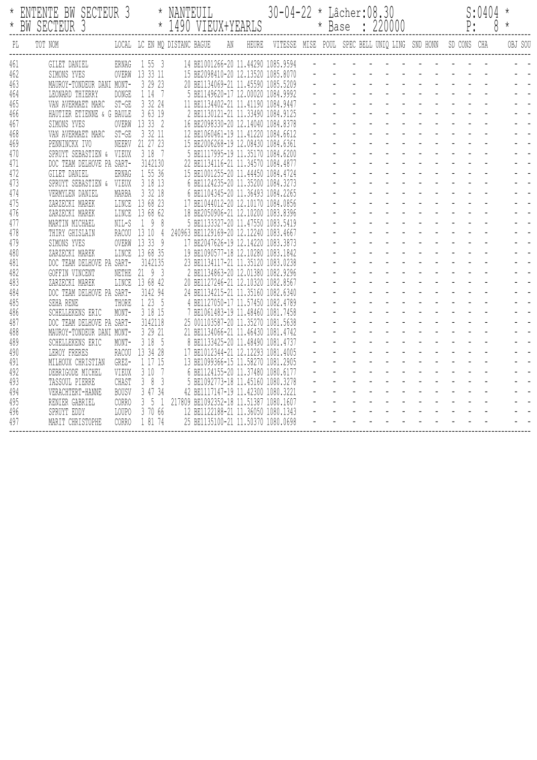\* ENTENTE BW SECTEUR 3 \* NANTEUIL 30-04-22 \* Lâcher:08.30 S:0404 \*
\* BW SECTEUR 3 \* 1490 VIEUX+YEARLS \* Base : 220000 P: 8 \*

| PL | TOT NOM | LOCAL | LC EN MQ | DISTANC BAGUE | AN | HEURE | VITESSE | MISE | POUL | SPEC | BELL | UNIQ | LING | SND | HONN | SD | CONS | CHA | OBJ | SOU |
|---|---|---|---|---|---|---|---|---|---|---|---|---|---|---|---|---|---|---|---|---|
| 461 | GILET DANIEL | ERNAG | 1 55 3 | 14 BE1001266-20 | | 11.44290 | 1085.9594 | - | - | - | - | - | - | - | - | - | - | - | - | - |
| 462 | SIMONS YVES | OVERW | 13 33 11 | 15 BE2098410-20 | | 12.13520 | 1085.8070 | - | - | - | - | - | - | - | - | - | - | - | - | - |
| 463 | MAUROY-TONDEUR DANI | MONT- | 3 29 23 | 20 BE1134069-21 | | 11.45590 | 1085.5209 | - | - | - | - | - | - | - | - | - | - | - | - | - |
| 464 | LEONARD THIERRY | DONGE | 1 14 7 | 5 BE1149620-17 | | 12.00020 | 1084.9992 | - | - | - | - | - | - | - | - | - | - | - | - | - |
| 465 | VAN AVERMAET MARC | ST-GE | 3 32 24 | 11 BE1134402-21 | | 11.41190 | 1084.9447 | - | - | - | - | - | - | - | - | - | - | - | - | - |
| 466 | HAUTIER ETIENNE & G | BAULE | 3 63 19 | 2 BE1130121-21 | | 11.33490 | 1084.9125 | - | - | - | - | - | - | - | - | - | - | - | - | - |
| 467 | SIMONS YVES | OVERW | 13 33 2 | 16 BE2098330-20 | | 12.14040 | 1084.8378 | - | - | - | - | - | - | - | - | - | - | - | - | - |
| 468 | VAN AVERMAET MARC | ST-GE | 3 32 11 | 12 BE1060461-19 | | 11.41220 | 1084.6612 | - | - | - | - | - | - | - | - | - | - | - | - | - |
| 469 | PENNINCKX IVO | NEERV | 21 27 23 | 15 BE2006268-19 | | 12.08430 | 1084.6361 | - | - | - | - | - | - | - | - | - | - | - | - | - |
| 470 | SPRUYT SEBASTIEN & | VIEUX | 3 18 7 | 5 BE1117995-19 | | 11.35170 | 1084.6200 | - | - | - | - | - | - | - | - | - | - | - | - | - |
| 471 | DOC TEAM DELHOVE PA | SART- | 3142130 | 22 BE1134116-21 | | 11.34570 | 1084.4877 | - | - | - | - | - | - | - | - | - | - | - | - | - |
| 472 | GILET DANIEL | ERNAG | 1 55 36 | 15 BE1001255-20 | | 11.44450 | 1084.4724 | - | - | - | - | - | - | - | - | - | - | - | - | - |
| 473 | SPRUYT SEBASTIEN & | VIEUX | 3 18 13 | 6 BE1124235-20 | | 11.35200 | 1084.3273 | - | - | - | - | - | - | - | - | - | - | - | - | - |
| 474 | VERMYLEN DANIEL | MARBA | 3 32 18 | 6 BE1104345-20 | | 11.36493 | 1084.2265 | - | - | - | - | - | - | - | - | - | - | - | - | - |
| 475 | ZARZECKI MAREK | LINCE | 13 68 23 | 17 BE1044012-20 | | 12.10170 | 1084.0856 | - | - | - | - | - | - | - | - | - | - | - | - | - |
| 476 | ZARZECKI MAREK | LINCE | 13 68 62 | 18 BE2050906-21 | | 12.10200 | 1083.8396 | - | - | - | - | - | - | - | - | - | - | - | - | - |
| 477 | MARTIN MICHAEL | NIL-S | 1 9 8 | 5 BE1133327-20 | | 11.47550 | 1083.5419 | - | - | - | - | - | - | - | - | - | - | - | - | - |
| 478 | THIRY GHISLAIN | RACOU | 13 10 4 | 240963 BE1129169-20 | | 12.12240 | 1083.4667 | - | - | - | - | - | - | - | - | - | - | - | - | - |
| 479 | SIMONS YVES | OVERW | 13 33 9 | 17 BE2047626-19 | | 12.14220 | 1083.3873 | - | - | - | - | - | - | - | - | - | - | - | - | - |
| 480 | ZARZECKI MAREK | LINCE | 13 68 35 | 19 BE1090577-18 | | 12.10280 | 1083.1842 | - | - | - | - | - | - | - | - | - | - | - | - | - |
| 481 | DOC TEAM DELHOVE PA | SART- | 3142135 | 23 BE1134117-21 | | 11.35120 | 1083.0238 | - | - | - | - | - | - | - | - | - | - | - | - | - |
| 482 | GOFFIN VINCENT | NETHE | 21 9 3 | 2 BE1134863-20 | | 12.01380 | 1082.9296 | - | - | - | - | - | - | - | - | - | - | - | - | - |
| 483 | ZARZECKI MAREK | LINCE | 13 68 42 | 20 BE1127246-21 | | 12.10320 | 1082.8567 | - | - | - | - | - | - | - | - | - | - | - | - | - |
| 484 | DOC TEAM DELHOVE PA | SART- | 3142 94 | 24 BE1134215-21 | | 11.35160 | 1082.6340 | - | - | - | - | - | - | - | - | - | - | - | - | - |
| 485 | SEHA RENE | THORE | 1 23 5 | 4 BE1127050-17 | | 11.57450 | 1082.4789 | - | - | - | - | - | - | - | - | - | - | - | - | - |
| 486 | SCHELLEKENS ERIC | MONT- | 3 18 15 | 7 BE1061483-19 | | 11.48460 | 1081.7458 | - | - | - | - | - | - | - | - | - | - | - | - | - |
| 487 | DOC TEAM DELHOVE PA | SART- | 3142118 | 25 001103587-20 | | 11.35270 | 1081.5638 | - | - | - | - | - | - | - | - | - | - | - | - | - |
| 488 | MAUROY-TONDEUR DANI | MONT- | 3 29 21 | 21 BE1134066-21 | | 11.46430 | 1081.4742 | - | - | - | - | - | - | - | - | - | - | - | - | - |
| 489 | SCHELLEKENS ERIC | MONT- | 3 18 5 | 8 BE1133425-20 | | 11.48490 | 1081.4737 | - | - | - | - | - | - | - | - | - | - | - | - | - |
| 490 | LEROY FRERES | RACOU | 13 34 28 | 17 BE1012344-21 | | 12.12293 | 1081.4005 | - | - | - | - | - | - | - | - | - | - | - | - | - |
| 491 | MILHOUX CHRISTIAN | GREZ- | 1 17 15 | 13 BE1099366-15 | | 11.58270 | 1081.2905 | - | - | - | - | - | - | - | - | - | - | - | - | - |
| 492 | DEBRIGODE MICHEL | VIEUX | 3 10 7 | 6 BE1124155-20 | | 11.37480 | 1080.6177 | - | - | - | - | - | - | - | - | - | - | - | - | - |
| 493 | TASSOUL PIERRE | CHAST | 3 8 3 | 5 BE1092773-18 | | 11.45160 | 1080.3278 | - | - | - | - | - | - | - | - | - | - | - | - | - |
| 494 | VERACHTERT-HANNE | BOUSV | 3 47 34 | 42 BE1117147-19 | | 11.42300 | 1080.3221 | - | - | - | - | - | - | - | - | - | - | - | - | - |
| 495 | RENIER GABRIEL | CORRO | 3 5 1 | 217809 BE1092352-18 | | 11.51387 | 1080.1607 | - | - | - | - | - | - | - | - | - | - | - | - | - |
| 496 | SPRUYT EDDY | LOUPO | 3 70 66 | 12 BE1122188-21 | | 11.36050 | 1080.1343 | - | - | - | - | - | - | - | - | - | - | - | - | - |
| 497 | MARIT CHRISTOPHE | CORRO | 1 81 74 | 25 BE1135100-21 | | 11.50370 | 1080.0698 | - | - | - | - | - | - | - | - | - | - | - | - | - |